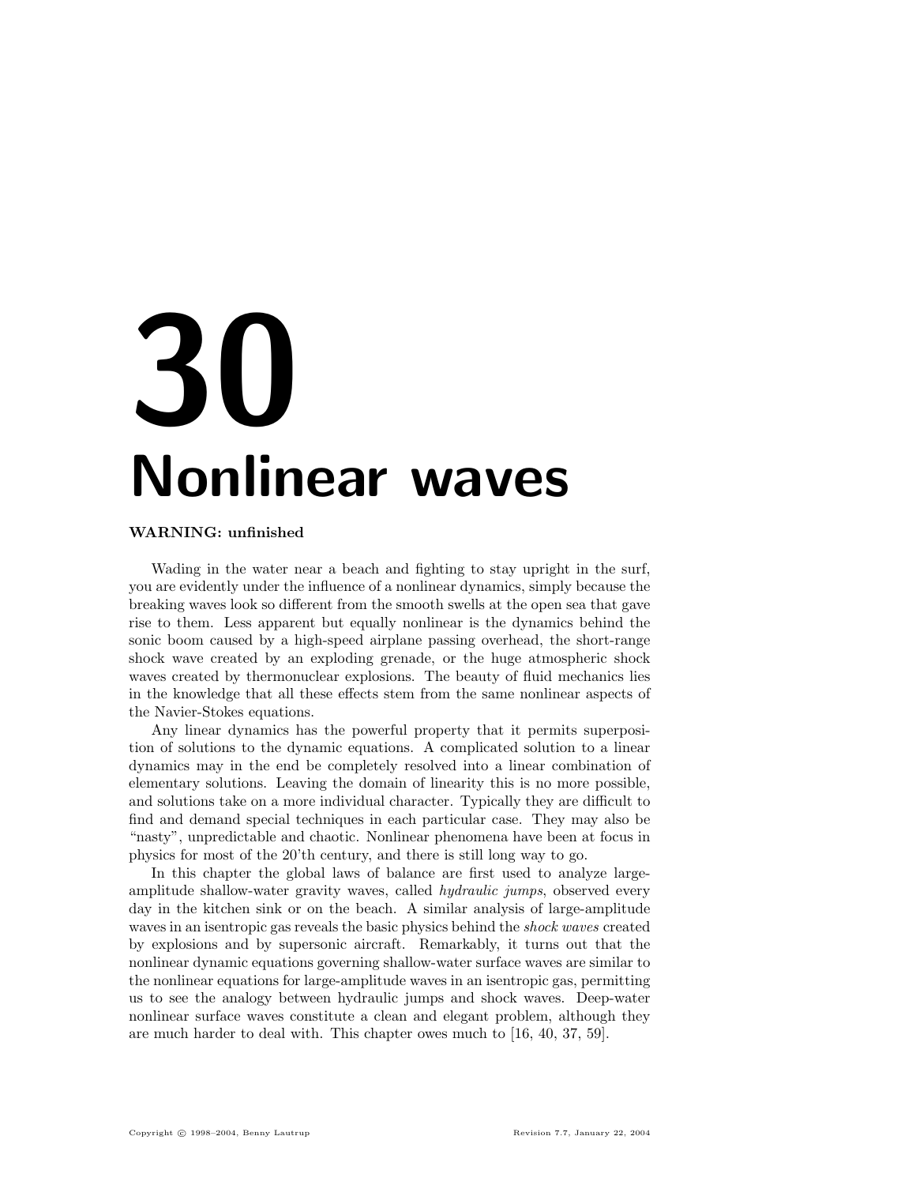# 30 Nonlinear waves

**WARNING: unfinished**

Wading in the water near a beach and fighting to stay upright in the surf, you are evidently under the influence of a nonlinear dynamics, simply because the breaking waves look so different from the smooth swells at the open sea that gave rise to them. Less apparent but equally nonlinear is the dynamics behind the sonic boom caused by a high-speed airplane passing overhead, the short-range shock wave created by an exploding grenade, or the huge atmospheric shock waves created by thermonuclear explosions. The beauty of fluid mechanics lies in the knowledge that all these effects stem from the same nonlinear aspects of the Navier-Stokes equations.

Any linear dynamics has the powerful property that it permits superposition of solutions to the dynamic equations. A complicated solution to a linear dynamics may in the end be completely resolved into a linear combination of elementary solutions. Leaving the domain of linearity this is no more possible, and solutions take on a more individual character. Typically they are difficult to find and demand special techniques in each particular case. They may also be "nasty", unpredictable and chaotic. Nonlinear phenomena have been at focus in physics for most of the 20'th century, and there is still long way to go.

In this chapter the global laws of balance are first used to analyze large-amplitude shallow-water gravity waves, called *hydraulic jumps*, observed every day in the kitchen sink or on the beach. A similar analysis of large-amplitude waves in an isentropic gas reveals the basic physics behind the *shock waves* created by explosions and by supersonic aircraft. Remarkably, it turns out that the nonlinear dynamic equations governing shallow-water surface waves are similar to the nonlinear equations for large-amplitude waves in an isentropic gas, permitting us to see the analogy between hydraulic jumps and shock waves. Deep-water nonlinear surface waves constitute a clean and elegant problem, although they are much harder to deal with. This chapter owes much to [16, 40, 37, 59].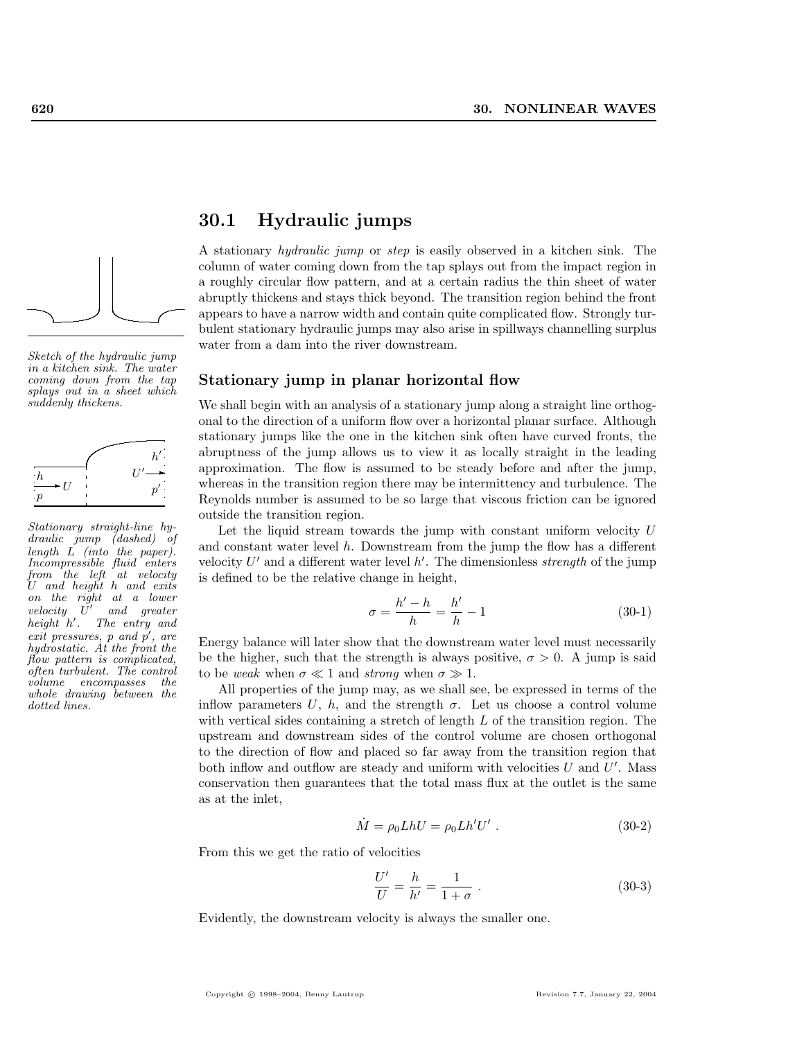## 30.1 Hydraulic jumps

A stationary *hydraulic jump* or *step* is easily observed in a kitchen sink. The column of water coming down from the tap splays out from the impact region in a roughly circular flow pattern, and at a certain radius the thin sheet of water abruptly thickens and stays thick beyond. The transition region behind the front appears to have a narrow width and contain quite complicated flow. Strongly turbulent stationary hydraulic jumps may also arise in spillways channelling surplus water from a dam into the river downstream.

*Sketch of the hydraulic jump in a kitchen sink. The water coming down from the tap splays out in a sheet which suddenly thickens.*

### Stationary jump in planar horizontal flow

We shall begin with an analysis of a stationary jump along a straight line orthogonal to the direction of a uniform flow over a horizontal planar surface. Although stationary jumps like the one in the kitchen sink often have curved fronts, the abruptness of the jump allows us to view it as locally straight in the leading approximation. The flow is assumed to be steady before and after the jump, whereas in the transition region there may be intermittency and turbulence. The Reynolds number is assumed to be so large that viscous friction can be ignored outside the transition region.

*Stationary straight-line hydraulic jump (dashed) of length $L$ (into the paper). Incompressible fluid enters from the left at velocity $U$ and height $h$ and exits on the right at a lower velocity $U'$ and greater height $h'$. The entry and exit pressures, $p$ and $p'$, are hydrostatic. At the front the flow pattern is complicated, often turbulent. The control volume encompasses the whole drawing between the dotted lines.*

Let the liquid stream towards the jump with constant uniform velocity $U$ and constant water level $h$. Downstream from the jump the flow has a different velocity $U'$ and a different water level $h'$. The dimensionless *strength* of the jump is defined to be the relative change in height,

$$\sigma = \frac{h' - h}{h} = \frac{h'}{h} - 1 \tag{30-1}$$

Energy balance will later show that the downstream water level must necessarily be the higher, such that the strength is always positive, $\sigma > 0$. A jump is said to be *weak* when $\sigma \ll 1$ and *strong* when $\sigma \gg 1$.

All properties of the jump may, as we shall see, be expressed in terms of the inflow parameters $U$, $h$, and the strength $\sigma$. Let us choose a control volume with vertical sides containing a stretch of length $L$ of the transition region. The upstream and downstream sides of the control volume are chosen orthogonal to the direction of flow and placed so far away from the transition region that both inflow and outflow are steady and uniform with velocities $U$ and $U'$. Mass conservation then guarantees that the total mass flux at the outlet is the same as at the inlet,

$$\dot{M} = \rho_0 L h U = \rho_0 L h' U' \ . \tag{30-2}$$

From this we get the ratio of velocities

$$\frac{U'}{U} = \frac{h}{h'} = \frac{1}{1 + \sigma} \ . \tag{30-3}$$

Evidently, the downstream velocity is always the smaller one.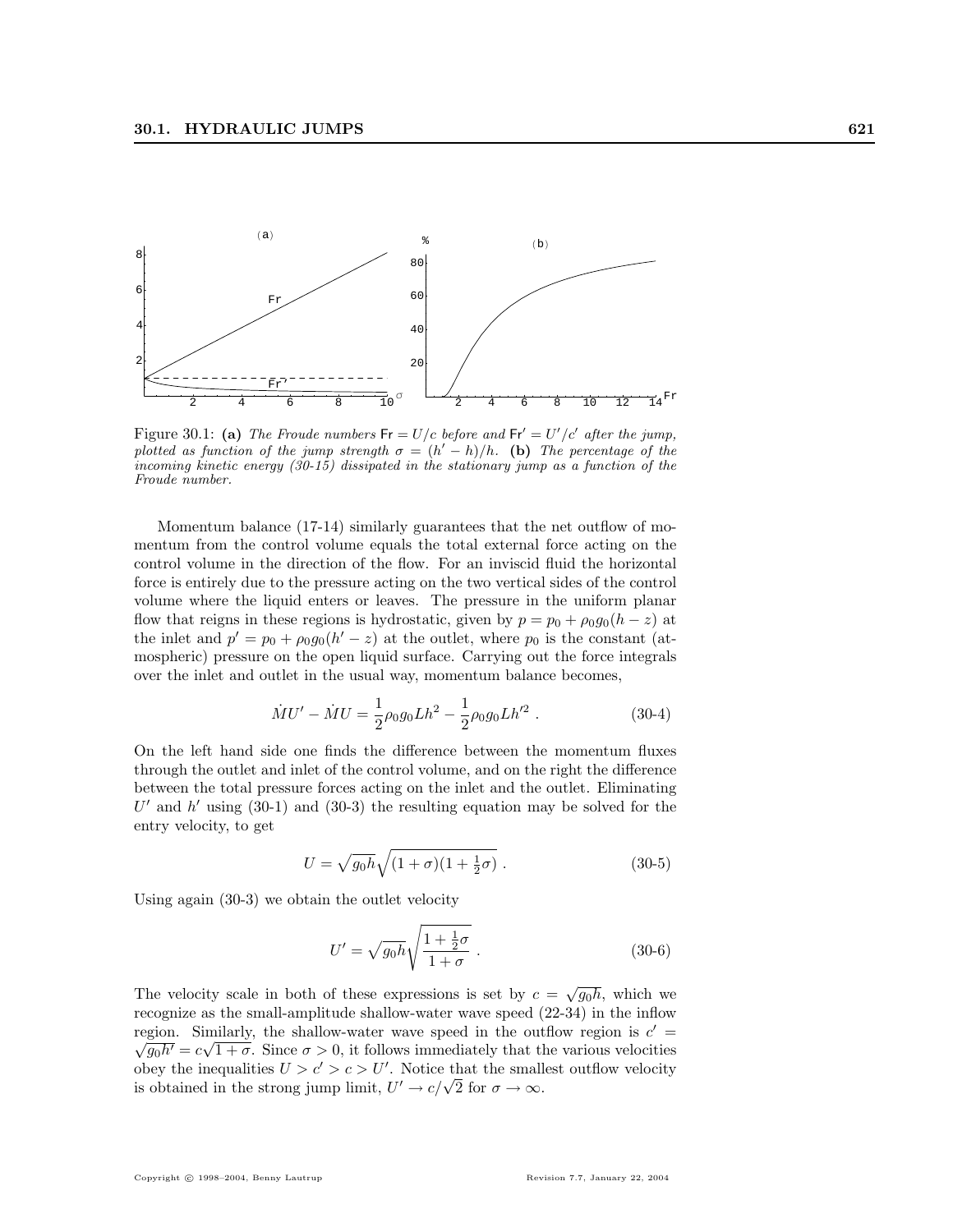Figure 30.1: **(a)** *The Froude numbers* $\mathsf{Fr} = U/c$ *before and* $\mathsf{Fr}' = U'/c'$ *after the jump, plotted as function of the jump strength* $\sigma = (h' - h)/h$. **(b)** *The percentage of the incoming kinetic energy (30-15) dissipated in the stationary jump as a function of the Froude number.*

Momentum balance (17-14) similarly guarantees that the net outflow of momentum from the control volume equals the total external force acting on the control volume in the direction of the flow. For an inviscid fluid the horizontal force is entirely due to the pressure acting on the two vertical sides of the control volume where the liquid enters or leaves. The pressure in the uniform planar flow that reigns in these regions is hydrostatic, given by $p = p_0 + \rho_0 g_0 (h - z)$ at the inlet and $p' = p_0 + \rho_0 g_0 (h' - z)$ at the outlet, where $p_0$ is the constant (atmospheric) pressure on the open liquid surface. Carrying out the force integrals over the inlet and outlet in the usual way, momentum balance becomes,

$$\dot{M}U' - \dot{M}U = \frac{1}{2}\rho_0 g_0 L h^2 - \frac{1}{2}\rho_0 g_0 L h'^2 \; . \tag{30-4}$$

On the left hand side one finds the difference between the momentum fluxes through the outlet and inlet of the control volume, and on the right the difference between the total pressure forces acting on the inlet and the outlet. Eliminating $U'$ and $h'$ using (30-1) and (30-3) the resulting equation may be solved for the entry velocity, to get

$$U = \sqrt{g_0 h}\sqrt{(1+\sigma)(1+\tfrac{1}{2}\sigma)} \; . \tag{30-5}$$

Using again (30-3) we obtain the outlet velocity

$$U' = \sqrt{g_0 h}\sqrt{\frac{1+\frac{1}{2}\sigma}{1+\sigma}} \; . \tag{30-6}$$

The velocity scale in both of these expressions is set by $c = \sqrt{g_0 h}$, which we recognize as the small-amplitude shallow-water wave speed (22-34) in the inflow region. Similarly, the shallow-water wave speed in the outflow region is $c' = \sqrt{g_0 h'} = c\sqrt{1+\sigma}$. Since $\sigma > 0$, it follows immediately that the various velocities obey the inequalities $U > c' > c > U'$. Notice that the smallest outflow velocity is obtained in the strong jump limit, $U' \to c/\sqrt{2}$ for $\sigma \to \infty$.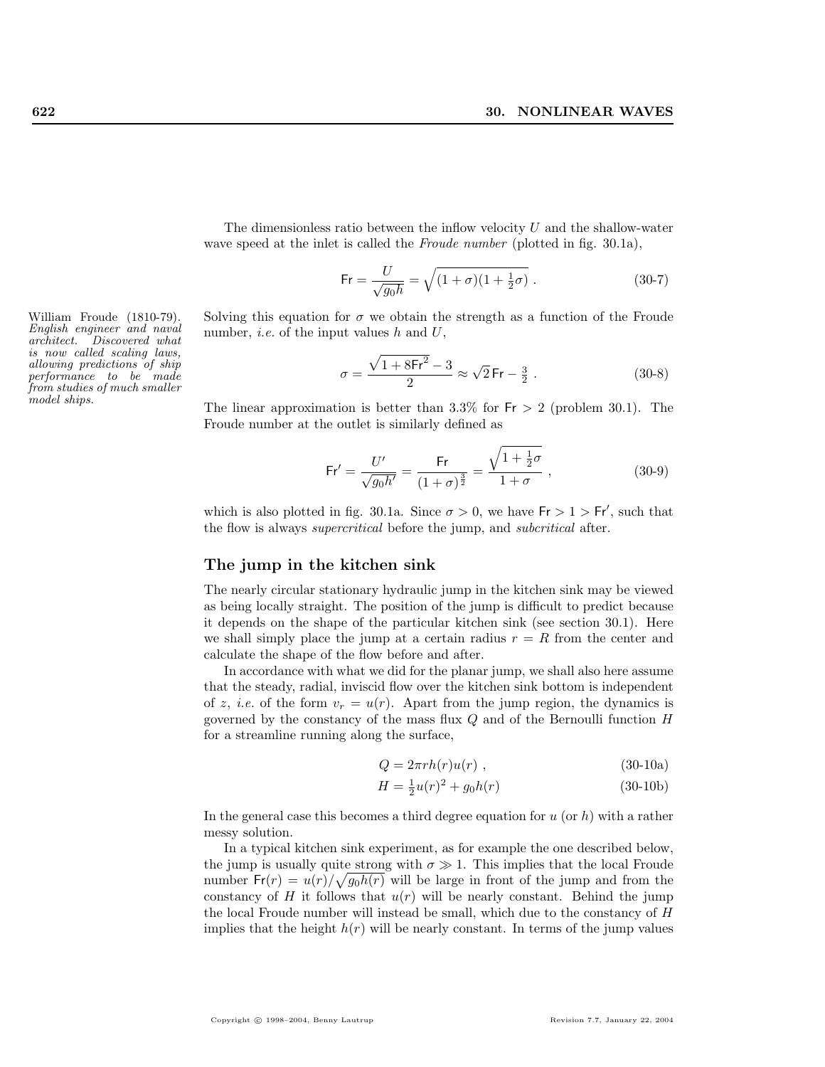The dimensionless ratio between the inflow velocity $U$ and the shallow-water wave speed at the inlet is called the *Froude number* (plotted in fig. 30.1a),

$$\mathsf{Fr} = \frac{U}{\sqrt{g_0 h}} = \sqrt{(1+\sigma)(1+\tfrac{1}{2}\sigma)} \ . \tag{30-7}$$

William Froude (1810-79). *English engineer and naval architect. Discovered what is now called scaling laws, allowing predictions of ship performance to be made from studies of much smaller model ships.*

Solving this equation for $\sigma$ we obtain the strength as a function of the Froude number, *i.e.* of the input values $h$ and $U$,

$$\sigma = \frac{\sqrt{1+8\mathsf{Fr}^2} - 3}{2} \approx \sqrt{2}\,\mathsf{Fr} - \tfrac{3}{2} \ . \tag{30-8}$$

The linear approximation is better than 3.3% for $\mathsf{Fr} > 2$ (problem 30.1). The Froude number at the outlet is similarly defined as

$$\mathsf{Fr}' = \frac{U'}{\sqrt{g_0 h'}} = \frac{\mathsf{Fr}}{(1+\sigma)^{\frac{3}{2}}} = \frac{\sqrt{1+\frac{1}{2}\sigma}}{1+\sigma} \ , \tag{30-9}$$

which is also plotted in fig. 30.1a. Since $\sigma > 0$, we have $\mathsf{Fr} > 1 > \mathsf{Fr}'$, such that the flow is always *supercritical* before the jump, and *subcritical* after.

## The jump in the kitchen sink

The nearly circular stationary hydraulic jump in the kitchen sink may be viewed as being locally straight. The position of the jump is difficult to predict because it depends on the shape of the particular kitchen sink (see section 30.1). Here we shall simply place the jump at a certain radius $r = R$ from the center and calculate the shape of the flow before and after.

In accordance with what we did for the planar jump, we shall also here assume that the steady, radial, inviscid flow over the kitchen sink bottom is independent of $z$, *i.e.* of the form $v_r = u(r)$. Apart from the jump region, the dynamics is governed by the constancy of the mass flux $Q$ and of the Bernoulli function $H$ for a streamline running along the surface,

$$Q = 2\pi r h(r) u(r) \ , \tag{30-10a}$$

$$H = \tfrac{1}{2} u(r)^2 + g_0 h(r) \tag{30-10b}$$

In the general case this becomes a third degree equation for $u$ (or $h$) with a rather messy solution.

In a typical kitchen sink experiment, as for example the one described below, the jump is usually quite strong with $\sigma \gg 1$. This implies that the local Froude number $\mathsf{Fr}(r) = u(r)/\sqrt{g_0 h(r)}$ will be large in front of the jump and from the constancy of $H$ it follows that $u(r)$ will be nearly constant. Behind the jump the local Froude number will instead be small, which due to the constancy of $H$ implies that the height $h(r)$ will be nearly constant. In terms of the jump values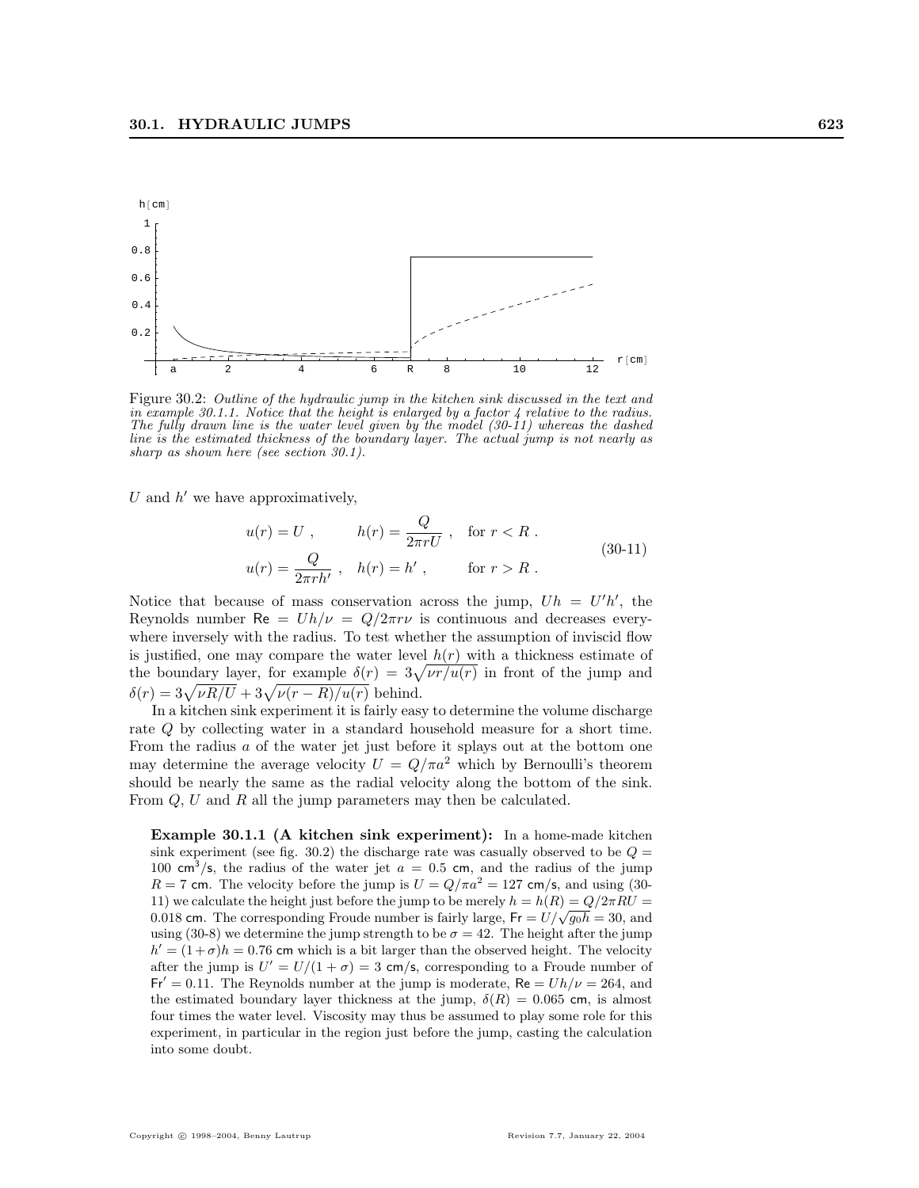Figure 30.2: *Outline of the hydraulic jump in the kitchen sink discussed in the text and in example 30.1.1. Notice that the height is enlarged by a factor 4 relative to the radius. The fully drawn line is the water level given by the model (30-11) whereas the dashed line is the estimated thickness of the boundary layer. The actual jump is not nearly as sharp as shown here (see section 30.1).*

$U$ and $h'$ we have approximatively,

$$
\begin{aligned}
u(r) &= U \,, \qquad h(r) = \frac{Q}{2\pi r U} \,, \quad \text{for } r < R \,. \\
u(r) &= \frac{Q}{2\pi r h'} \,, \quad h(r) = h' \,, \qquad \text{for } r > R \,.
\end{aligned}
\tag{30-11}
$$

Notice that because of mass conservation across the jump, $Uh = U'h'$, the Reynolds number $\mathsf{Re} = Uh/\nu = Q/2\pi r\nu$ is continuous and decreases everywhere inversely with the radius. To test whether the assumption of inviscid flow is justified, one may compare the water level $h(r)$ with a thickness estimate of the boundary layer, for example $\delta(r) = 3\sqrt{\nu r/u(r)}$ in front of the jump and $\delta(r) = 3\sqrt{\nu R/U} + 3\sqrt{\nu(r-R)/u(r)}$ behind.

In a kitchen sink experiment it is fairly easy to determine the volume discharge rate $Q$ by collecting water in a standard household measure for a short time. From the radius $a$ of the water jet just before it splays out at the bottom one may determine the average velocity $U = Q/\pi a^2$ which by Bernoulli's theorem should be nearly the same as the radial velocity along the bottom of the sink. From $Q$, $U$ and $R$ all the jump parameters may then be calculated.

**Example 30.1.1 (A kitchen sink experiment):** In a home-made kitchen sink experiment (see fig. 30.2) the discharge rate was casually observed to be $Q = 100\ \mathsf{cm}^3/\mathsf{s}$, the radius of the water jet $a = 0.5$ cm, and the radius of the jump $R = 7$ cm. The velocity before the jump is $U = Q/\pi a^2 = 127$ cm/s, and using (30-11) we calculate the height just before the jump to be merely $h = h(R) = Q/2\pi RU = 0.018$ cm. The corresponding Froude number is fairly large, $\mathsf{Fr} = U/\sqrt{g_0 h} = 30$, and using (30-8) we determine the jump strength to be $\sigma = 42$. The height after the jump $h' = (1+\sigma)h = 0.76$ cm which is a bit larger than the observed height. The velocity after the jump is $U' = U/(1+\sigma) = 3$ cm/s, corresponding to a Froude number of $\mathsf{Fr}' = 0.11$. The Reynolds number at the jump is moderate, $\mathsf{Re} = Uh/\nu = 264$, and the estimated boundary layer thickness at the jump, $\delta(R) = 0.065$ cm, is almost four times the water level. Viscosity may thus be assumed to play some role for this experiment, in particular in the region just before the jump, casting the calculation into some doubt.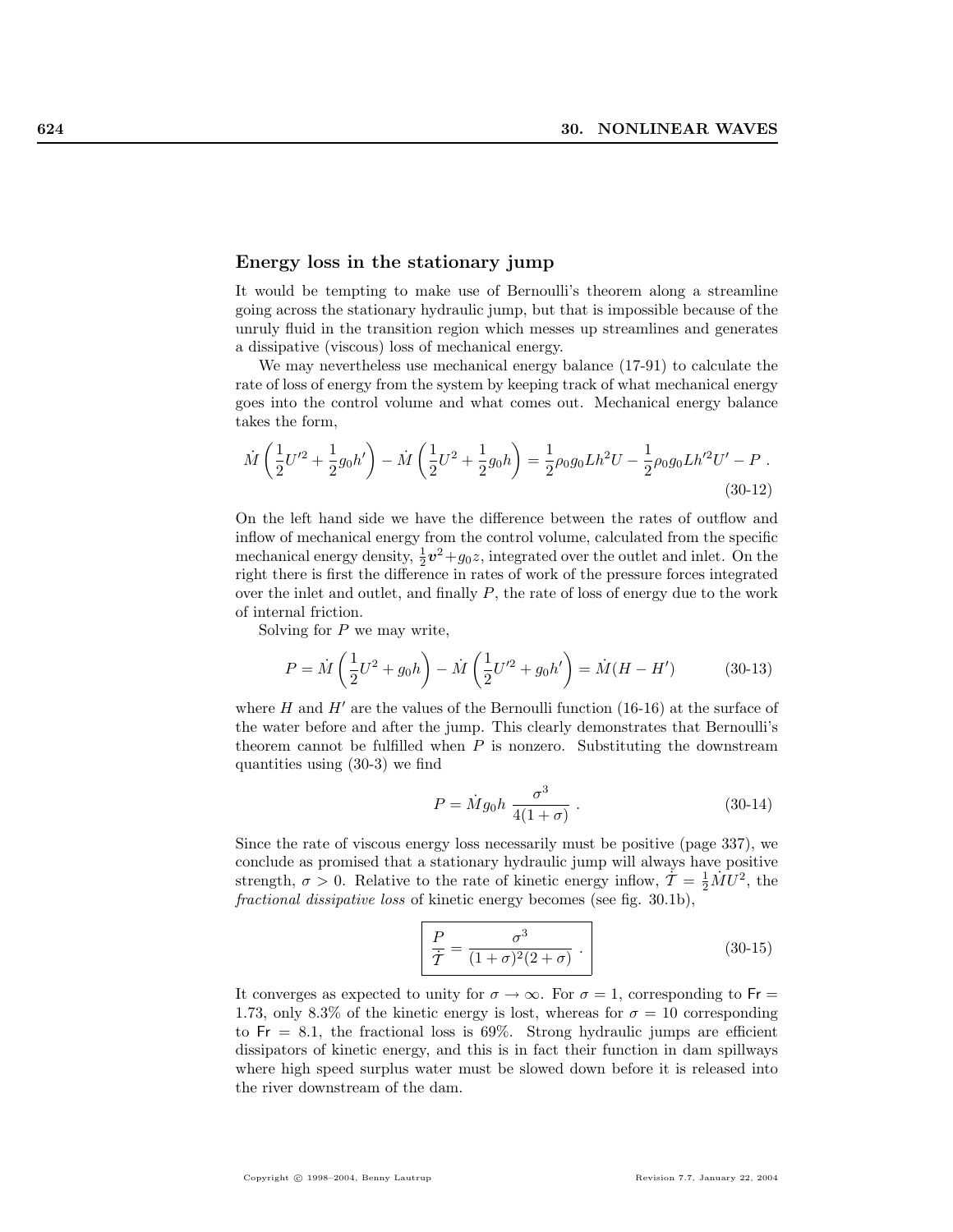## Energy loss in the stationary jump

It would be tempting to make use of Bernoulli's theorem along a streamline going across the stationary hydraulic jump, but that is impossible because of the unruly fluid in the transition region which messes up streamlines and generates a dissipative (viscous) loss of mechanical energy.

We may nevertheless use mechanical energy balance (17-91) to calculate the rate of loss of energy from the system by keeping track of what mechanical energy goes into the control volume and what comes out. Mechanical energy balance takes the form,

$$\dot{M}\left(\frac{1}{2}U'^2 + \frac{1}{2}g_0 h'\right) - \dot{M}\left(\frac{1}{2}U^2 + \frac{1}{2}g_0 h\right) = \frac{1}{2}\rho_0 g_0 L h^2 U - \frac{1}{2}\rho_0 g_0 L h'^2 U' - P \; . \tag{30-12}$$

On the left hand side we have the difference between the rates of outflow and inflow of mechanical energy from the control volume, calculated from the specific mechanical energy density, $\frac{1}{2}\boldsymbol{v}^2 + g_0 z$, integrated over the outlet and inlet. On the right there is first the difference in rates of work of the pressure forces integrated over the inlet and outlet, and finally $P$, the rate of loss of energy due to the work of internal friction.

Solving for $P$ we may write,

$$P = \dot{M}\left(\frac{1}{2}U^2 + g_0 h\right) - \dot{M}\left(\frac{1}{2}U'^2 + g_0 h'\right) = \dot{M}(H - H') \tag{30-13}$$

where $H$ and $H'$ are the values of the Bernoulli function (16-16) at the surface of the water before and after the jump. This clearly demonstrates that Bernoulli's theorem cannot be fulfilled when $P$ is nonzero. Substituting the downstream quantities using (30-3) we find

$$P = \dot{M} g_0 h \, \frac{\sigma^3}{4(1+\sigma)} \; . \tag{30-14}$$

Since the rate of viscous energy loss necessarily must be positive (page 337), we conclude as promised that a stationary hydraulic jump will always have positive strength, $\sigma > 0$. Relative to the rate of kinetic energy inflow, $\dot{\mathcal{T}} = \frac{1}{2}\dot{M}U^2$, the *fractional dissipative loss* of kinetic energy becomes (see fig. 30.1b),

$$\boxed{\frac{P}{\dot{\mathcal{T}}} = \frac{\sigma^3}{(1+\sigma)^2(2+\sigma)} \; .} \tag{30-15}$$

It converges as expected to unity for $\sigma \to \infty$. For $\sigma = 1$, corresponding to $\mathsf{Fr} = 1.73$, only 8.3% of the kinetic energy is lost, whereas for $\sigma = 10$ corresponding to $\mathsf{Fr} = 8.1$, the fractional loss is 69%. Strong hydraulic jumps are efficient dissipators of kinetic energy, and this is in fact their function in dam spillways where high speed surplus water must be slowed down before it is released into the river downstream of the dam.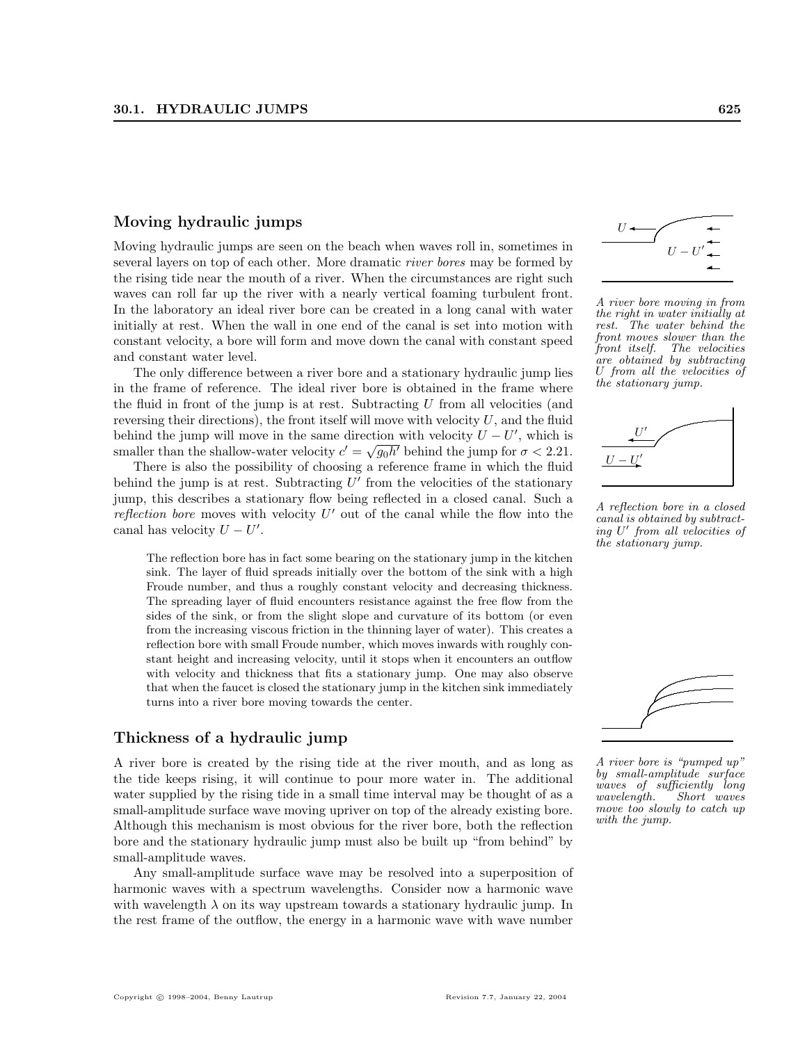## Moving hydraulic jumps

Moving hydraulic jumps are seen on the beach when waves roll in, sometimes in several layers on top of each other. More dramatic *river bores* may be formed by the rising tide near the mouth of a river. When the circumstances are right such waves can roll far up the river with a nearly vertical foaming turbulent front. In the laboratory an ideal river bore can be created in a long canal with water initially at rest. When the wall in one end of the canal is set into motion with constant velocity, a bore will form and move down the canal with constant speed and constant water level.

*A river bore moving in from the right in water initially at rest. The water behind the front moves slower than the front itself. The velocities are obtained by subtracting $U$ from all the velocities of the stationary jump.*

The only difference between a river bore and a stationary hydraulic jump lies in the frame of reference. The ideal river bore is obtained in the frame where the fluid in front of the jump is at rest. Subtracting $U$ from all velocities (and reversing their directions), the front itself will move with velocity $U$, and the fluid behind the jump will move in the same direction with velocity $U - U'$, which is smaller than the shallow-water velocity $c' = \sqrt{g_0 h'}$ behind the jump for $\sigma < 2.21$.

There is also the possibility of choosing a reference frame in which the fluid behind the jump is at rest. Subtracting $U'$ from the velocities of the stationary jump, this describes a stationary flow being reflected in a closed canal. Such a *reflection bore* moves with velocity $U'$ out of the canal while the flow into the canal has velocity $U - U'$.

*A reflection bore in a closed canal is obtained by subtracting $U'$ from all velocities of the stationary jump.*

The reflection bore has in fact some bearing on the stationary jump in the kitchen sink. The layer of fluid spreads initially over the bottom of the sink with a high Froude number, and thus a roughly constant velocity and decreasing thickness. The spreading layer of fluid encounters resistance against the free flow from the sides of the sink, or from the slight slope and curvature of its bottom (or even from the increasing viscous friction in the thinning layer of water). This creates a reflection bore with small Froude number, which moves inwards with roughly constant height and increasing velocity, until it stops when it encounters an outflow with velocity and thickness that fits a stationary jump. One may also observe that when the faucet is closed the stationary jump in the kitchen sink immediately turns into a river bore moving towards the center.

## Thickness of a hydraulic jump

A river bore is created by the rising tide at the river mouth, and as long as the tide keeps rising, it will continue to pour more water in. The additional water supplied by the rising tide in a small time interval may be thought of as a small-amplitude surface wave moving upriver on top of the already existing bore. Although this mechanism is most obvious for the river bore, both the reflection bore and the stationary hydraulic jump must also be built up "from behind" by small-amplitude waves.

*A river bore is "pumped up" by small-amplitude surface waves of sufficiently long wavelength. Short waves move too slowly to catch up with the jump.*

Any small-amplitude surface wave may be resolved into a superposition of harmonic waves with a spectrum wavelengths. Consider now a harmonic wave with wavelength $\lambda$ on its way upstream towards a stationary hydraulic jump. In the rest frame of the outflow, the energy in a harmonic wave with wave number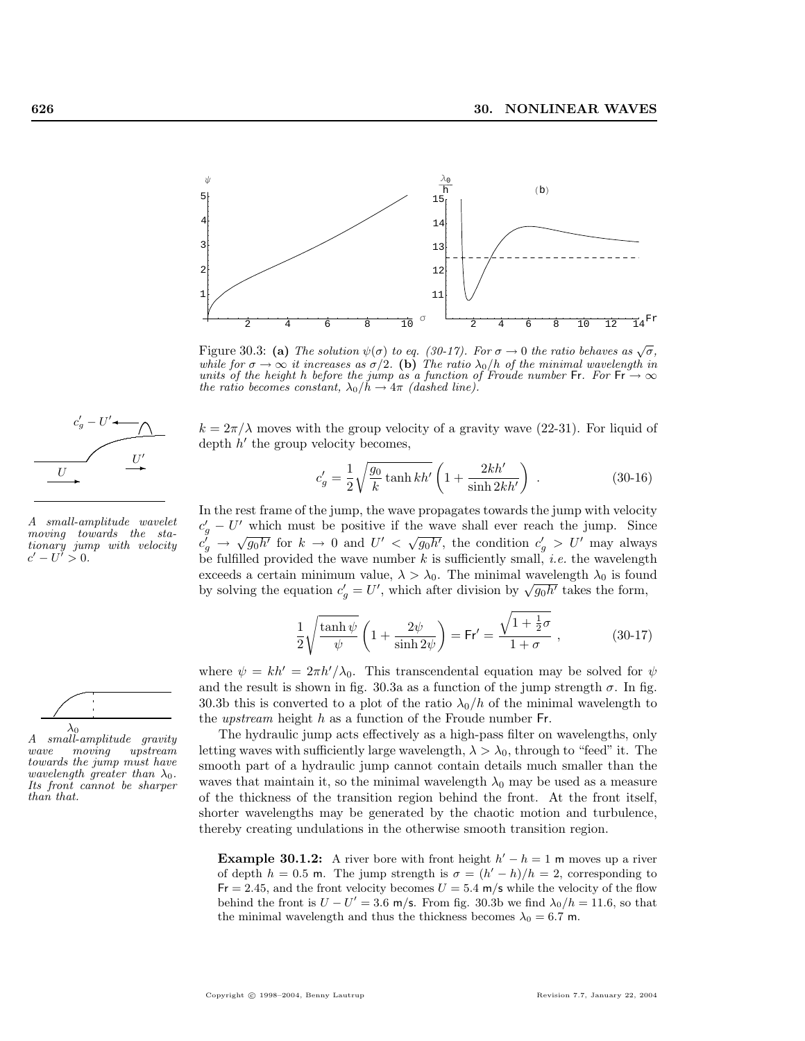Figure 30.3: **(a)** *The solution $\psi(\sigma)$ to eq. (30-17). For $\sigma \to 0$ the ratio behaves as $\sqrt{\sigma}$, while for $\sigma \to \infty$ it increases as $\sigma/2$.* **(b)** *The ratio $\lambda_0/h$ of the minimal wavelength in units of the height $h$ before the jump as a function of Froude number $\mathsf{Fr}$. For $\mathsf{Fr} \to \infty$ the ratio becomes constant, $\lambda_0/h \to 4\pi$ (dashed line).*

$k = 2\pi/\lambda$ moves with the group velocity of a gravity wave (22-31). For liquid of depth $h'$ the group velocity becomes,

$$c'_g = \frac{1}{2}\sqrt{\frac{g_0}{k}\tanh kh'}\left(1 + \frac{2kh'}{\sinh 2kh'}\right) . \tag{30-16}$$

*A small-amplitude wavelet moving towards the stationary jump with velocity $c' - U' > 0$.*

In the rest frame of the jump, the wave propagates towards the jump with velocity $c'_g - U'$ which must be positive if the wave shall ever reach the jump. Since $c'_g \to \sqrt{g_0 h'}$ for $k \to 0$ and $U' < \sqrt{g_0 h'}$, the condition $c'_g > U'$ may always be fulfilled provided the wave number $k$ is sufficiently small, *i.e.* the wavelength exceeds a certain minimum value, $\lambda > \lambda_0$. The minimal wavelength $\lambda_0$ is found by solving the equation $c'_g = U'$, which after division by $\sqrt{g_0 h'}$ takes the form,

$$\frac{1}{2}\sqrt{\frac{\tanh\psi}{\psi}}\left(1 + \frac{2\psi}{\sinh 2\psi}\right) = \mathsf{Fr}' = \frac{\sqrt{1 + \frac{1}{2}\sigma}}{1 + \sigma} , \tag{30-17}$$

where $\psi = kh' = 2\pi h'/\lambda_0$. This transcendental equation may be solved for $\psi$ and the result is shown in fig. 30.3a as a function of the jump strength $\sigma$. In fig. 30.3b this is converted to a plot of the ratio $\lambda_0/h$ of the minimal wavelength to the *upstream* height $h$ as a function of the Froude number $\mathsf{Fr}$.

*A small-amplitude gravity wave moving upstream towards the jump must have wavelength greater than $\lambda_0$. Its front cannot be sharper than that.*

The hydraulic jump acts effectively as a high-pass filter on wavelengths, only letting waves with sufficiently large wavelength, $\lambda > \lambda_0$, through to "feed" it. The smooth part of a hydraulic jump cannot contain details much smaller than the waves that maintain it, so the minimal wavelength $\lambda_0$ may be used as a measure of the thickness of the transition region behind the front. At the front itself, shorter wavelengths may be generated by the chaotic motion and turbulence, thereby creating undulations in the otherwise smooth transition region.

**Example 30.1.2:** A river bore with front height $h' - h = 1$ m moves up a river of depth $h = 0.5$ m. The jump strength is $\sigma = (h' - h)/h = 2$, corresponding to $\mathsf{Fr} = 2.45$, and the front velocity becomes $U = 5.4$ m/s while the velocity of the flow behind the front is $U - U' = 3.6$ m/s. From fig. 30.3b we find $\lambda_0/h = 11.6$, so that the minimal wavelength and thus the thickness becomes $\lambda_0 = 6.7$ m.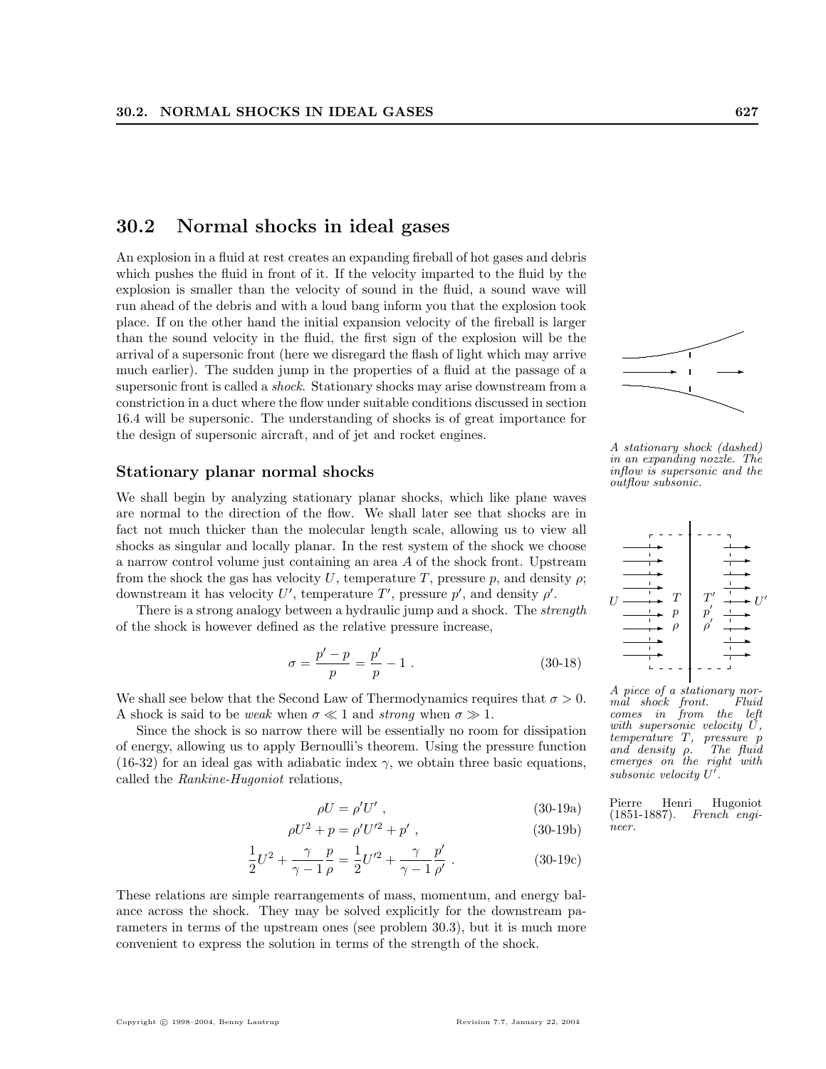## 30.2 Normal shocks in ideal gases

An explosion in a fluid at rest creates an expanding fireball of hot gases and debris which pushes the fluid in front of it. If the velocity imparted to the fluid by the explosion is smaller than the velocity of sound in the fluid, a sound wave will run ahead of the debris and with a loud bang inform you that the explosion took place. If on the other hand the initial expansion velocity of the fireball is larger than the sound velocity in the fluid, the first sign of the explosion will be the arrival of a supersonic front (here we disregard the flash of light which may arrive much earlier). The sudden jump in the properties of a fluid at the passage of a supersonic front is called a *shock*. Stationary shocks may arise downstream from a constriction in a duct where the flow under suitable conditions discussed in section 16.4 will be supersonic. The understanding of shocks is of great importance for the design of supersonic aircraft, and of jet and rocket engines.

*A stationary shock (dashed) in an expanding nozzle. The inflow is supersonic and the outflow subsonic.*

### Stationary planar normal shocks

We shall begin by analyzing stationary planar shocks, which like plane waves are normal to the direction of the flow. We shall later see that shocks are in fact not much thicker than the molecular length scale, allowing us to view all shocks as singular and locally planar. In the rest system of the shock we choose a narrow control volume just containing an area $A$ of the shock front. Upstream from the shock the gas has velocity $U$, temperature $T$, pressure $p$, and density $\rho$; downstream it has velocity $U'$, temperature $T'$, pressure $p'$, and density $\rho'$.

There is a strong analogy between a hydraulic jump and a shock. The *strength* of the shock is however defined as the relative pressure increase,

$$\sigma = \frac{p' - p}{p} = \frac{p'}{p} - 1 \ . \tag{30-18}$$

*A piece of a stationary normal shock front. Fluid comes in from the left with supersonic velocity $U$, temperature $T$, pressure $p$ and density $\rho$. The fluid emerges on the right with subsonic velocity $U'$.*

We shall see below that the Second Law of Thermodynamics requires that $\sigma > 0$. A shock is said to be *weak* when $\sigma \ll 1$ and *strong* when $\sigma \gg 1$.

Since the shock is so narrow there will be essentially no room for dissipation of energy, allowing us to apply Bernoulli's theorem. Using the pressure function (16-32) for an ideal gas with adiabatic index $\gamma$, we obtain three basic equations, called the *Rankine-Hugoniot* relations,

Pierre Henri Hugoniot (1851-1887). *French engineer.*

$$\rho U = \rho' U' \ , \tag{30-19a}$$

$$\rho U^2 + p = \rho' U'^2 + p' \ , \tag{30-19b}$$

$$\frac{1}{2}U^2 + \frac{\gamma}{\gamma - 1}\frac{p}{\rho} = \frac{1}{2}U'^2 + \frac{\gamma}{\gamma - 1}\frac{p'}{\rho'} \ . \tag{30-19c}$$

These relations are simple rearrangements of mass, momentum, and energy balance across the shock. They may be solved explicitly for the downstream parameters in terms of the upstream ones (see problem 30.3), but it is much more convenient to express the solution in terms of the strength of the shock.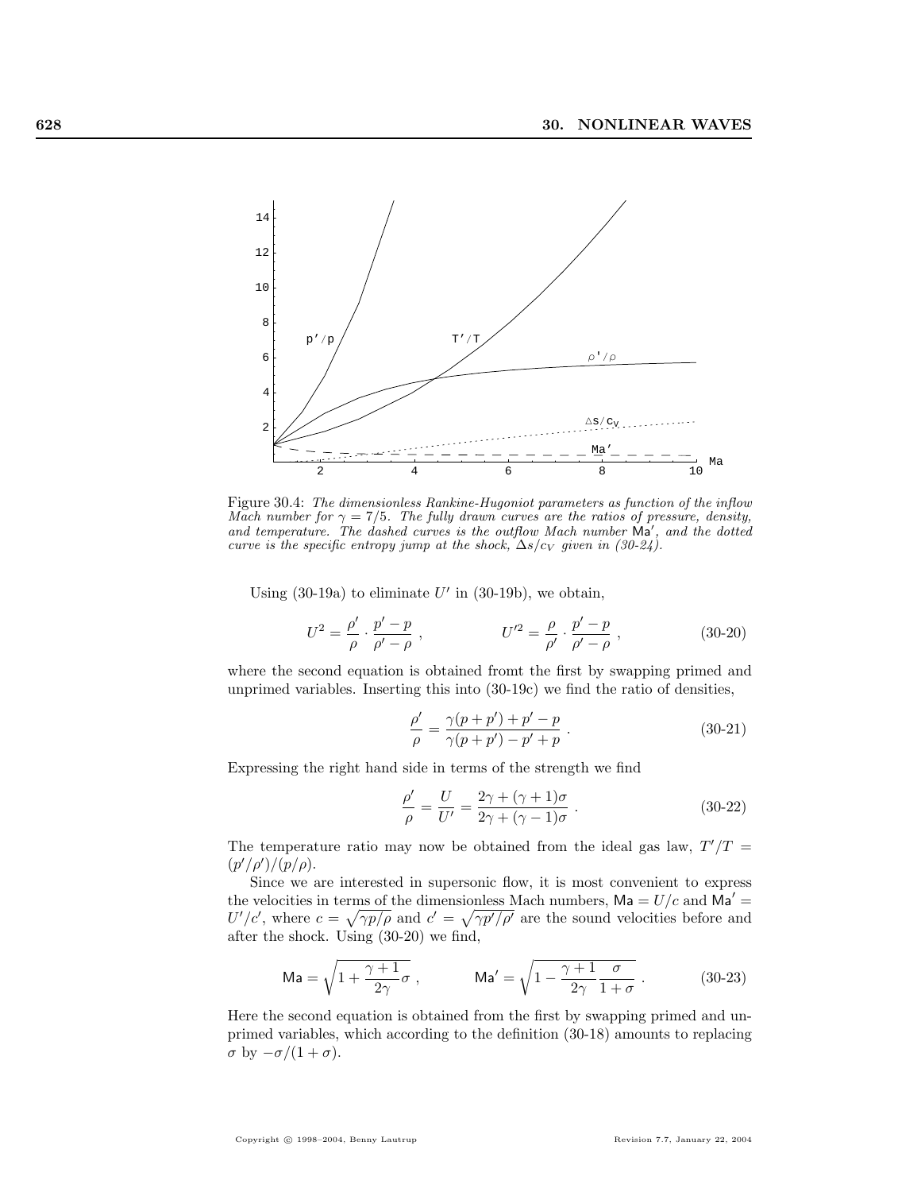Figure 30.4: *The dimensionless Rankine-Hugoniot parameters as function of the inflow Mach number for $\gamma = 7/5$. The fully drawn curves are the ratios of pressure, density, and temperature. The dashed curves is the outflow Mach number* $\mathsf{Ma}'$*, and the dotted curve is the specific entropy jump at the shock,* $\Delta s/c_V$ *given in (30-24).*

Using (30-19a) to eliminate $U'$ in (30-19b), we obtain,

$$U^2 = \frac{\rho'}{\rho} \cdot \frac{p' - p}{\rho' - \rho} , \qquad\qquad U'^2 = \frac{\rho}{\rho'} \cdot \frac{p' - p}{\rho' - \rho} , \tag{30-20}$$

where the second equation is obtained fromt the first by swapping primed and unprimed variables. Inserting this into (30-19c) we find the ratio of densities,

$$\frac{\rho'}{\rho} = \frac{\gamma(p + p') + p' - p}{\gamma(p + p') - p' + p} . \tag{30-21}$$

Expressing the right hand side in terms of the strength we find

$$\frac{\rho'}{\rho} = \frac{U}{U'} = \frac{2\gamma + (\gamma + 1)\sigma}{2\gamma + (\gamma - 1)\sigma} . \tag{30-22}$$

The temperature ratio may now be obtained from the ideal gas law, $T'/T = (p'/\rho')/(p/\rho)$.

Since we are interested in supersonic flow, it is most convenient to express the velocities in terms of the dimensionless Mach numbers, $\mathsf{Ma} = U/c$ and $\mathsf{Ma}' = U'/c'$, where $c = \sqrt{\gamma p/\rho}$ and $c' = \sqrt{\gamma p'/\rho'}$ are the sound velocities before and after the shock. Using (30-20) we find,

$$\mathsf{Ma} = \sqrt{1 + \frac{\gamma + 1}{2\gamma}\sigma} , \qquad\qquad \mathsf{Ma}' = \sqrt{1 - \frac{\gamma + 1}{2\gamma}\frac{\sigma}{1 + \sigma}} . \tag{30-23}$$

Here the second equation is obtained from the first by swapping primed and unprimed variables, which according to the definition (30-18) amounts to replacing $\sigma$ by $-\sigma/(1 + \sigma)$.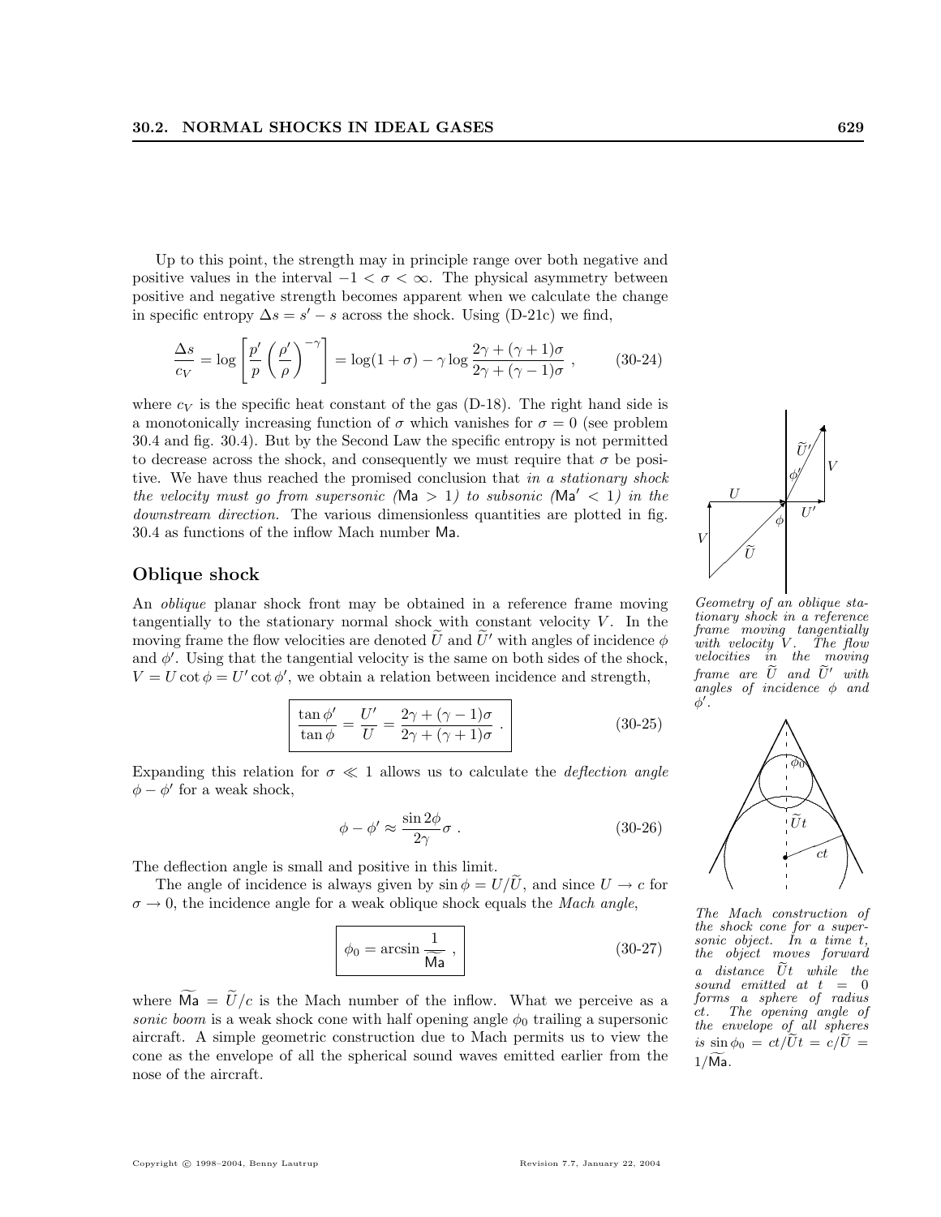Up to this point, the strength may in principle range over both negative and positive values in the interval $-1 < \sigma < \infty$. The physical asymmetry between positive and negative strength becomes apparent when we calculate the change in specific entropy $\Delta s = s' - s$ across the shock. Using (D-21c) we find,

$$\frac{\Delta s}{c_V} = \log\left[\frac{p'}{p}\left(\frac{\rho'}{\rho}\right)^{-\gamma}\right] = \log(1+\sigma) - \gamma \log \frac{2\gamma + (\gamma+1)\sigma}{2\gamma + (\gamma-1)\sigma} \ , \tag{30-24}$$

where $c_V$ is the specific heat constant of the gas (D-18). The right hand side is a monotonically increasing function of $\sigma$ which vanishes for $\sigma = 0$ (see problem 30.4 and fig. 30.4). But by the Second Law the specific entropy is not permitted to decrease across the shock, and consequently we must require that $\sigma$ be positive. We have thus reached the promised conclusion that *in a stationary shock the velocity must go from supersonic ($\mathsf{Ma} > 1$) to subsonic ($\mathsf{Ma}' < 1$) in the downstream direction.* The various dimensionless quantities are plotted in fig. 30.4 as functions of the inflow Mach number Ma.

## Oblique shock

An *oblique* planar shock front may be obtained in a reference frame moving tangentially to the stationary normal shock with constant velocity $V$. In the moving frame the flow velocities are denoted $\widetilde{U}$ and $\widetilde{U}'$ with angles of incidence $\phi$ and $\phi'$. Using that the tangential velocity is the same on both sides of the shock, $V = U \cot\phi = U' \cot\phi'$, we obtain a relation between incidence and strength,

$$\boxed{\frac{\tan\phi'}{\tan\phi} = \frac{U'}{U} = \frac{2\gamma + (\gamma-1)\sigma}{2\gamma + (\gamma+1)\sigma}} \ . \tag{30-25}$$

*Geometry of an oblique stationary shock in a reference frame moving tangentially with velocity $V$. The flow velocities in the moving frame are $\widetilde{U}$ and $\widetilde{U}'$ with angles of incidence $\phi$ and $\phi'$.*

Expanding this relation for $\sigma \ll 1$ allows us to calculate the *deflection angle* $\phi - \phi'$ for a weak shock,

$$\phi - \phi' \approx \frac{\sin 2\phi}{2\gamma}\sigma \ . \tag{30-26}$$

The deflection angle is small and positive in this limit.

The angle of incidence is always given by $\sin\phi = U/\widetilde{U}$, and since $U \to c$ for $\sigma \to 0$, the incidence angle for a weak oblique shock equals the *Mach angle*,

$$\boxed{\phi_0 = \arcsin\frac{1}{\widetilde{\mathsf{Ma}}}} \ , \tag{30-27}$$

where $\widetilde{\mathsf{Ma}} = \widetilde{U}/c$ is the Mach number of the inflow. What we perceive as a *sonic boom* is a weak shock cone with half opening angle $\phi_0$ trailing a supersonic aircraft. A simple geometric construction due to Mach permits us to view the cone as the envelope of all the spherical sound waves emitted earlier from the nose of the aircraft.

*The Mach construction of the shock cone for a supersonic object. In a time $t$, the object moves forward a distance $\widetilde{U}t$ while the sound emitted at $t = 0$ forms a sphere of radius $ct$. The opening angle of the envelope of all spheres is $\sin\phi_0 = ct/\widetilde{U}t = c/\widetilde{U} = 1/\widetilde{\mathsf{Ma}}$.*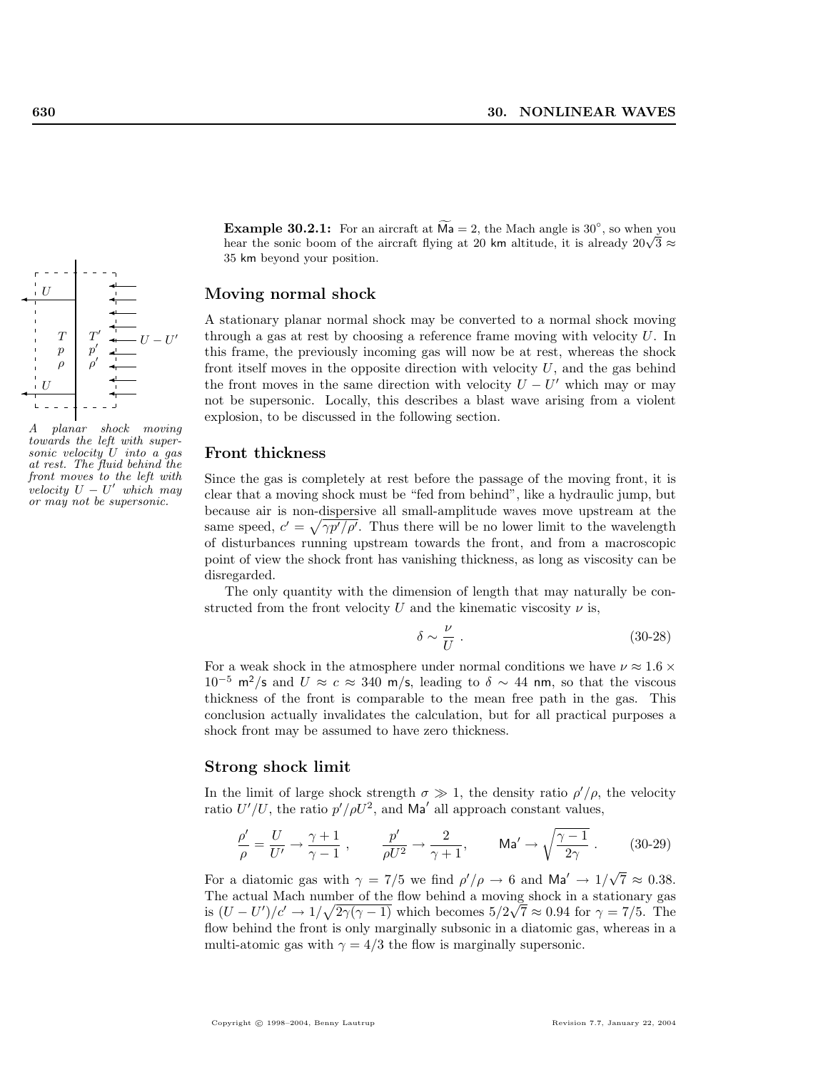**Example 30.2.1:** For an aircraft at $\widetilde{\mathsf{Ma}} = 2$, the Mach angle is $30^\circ$, so when you hear the sonic boom of the aircraft flying at 20 km altitude, it is already $20\sqrt{3} \approx 35$ km beyond your position.

*A planar shock moving towards the left with supersonic velocity $U$ into a gas at rest. The fluid behind the front moves to the left with velocity $U - U'$ which may or may not be supersonic.*

## Moving normal shock

A stationary planar normal shock may be converted to a normal shock moving through a gas at rest by choosing a reference frame moving with velocity $U$. In this frame, the previously incoming gas will now be at rest, whereas the shock front itself moves in the opposite direction with velocity $U$, and the gas behind the front moves in the same direction with velocity $U - U'$ which may or may not be supersonic. Locally, this describes a blast wave arising from a violent explosion, to be discussed in the following section.

## Front thickness

Since the gas is completely at rest before the passage of the moving front, it is clear that a moving shock must be "fed from behind", like a hydraulic jump, but because air is non-dispersive all small-amplitude waves move upstream at the same speed, $c' = \sqrt{\gamma p'/\rho'}$. Thus there will be no lower limit to the wavelength of disturbances running upstream towards the front, and from a macroscopic point of view the shock front has vanishing thickness, as long as viscosity can be disregarded.

The only quantity with the dimension of length that may naturally be constructed from the front velocity $U$ and the kinematic viscosity $\nu$ is,

$$\delta \sim \frac{\nu}{U} \ . \tag{30-28}$$

For a weak shock in the atmosphere under normal conditions we have $\nu \approx 1.6 \times 10^{-5}$ m$^2$/s and $U \approx c \approx 340$ m/s, leading to $\delta \sim 44$ nm, so that the viscous thickness of the front is comparable to the mean free path in the gas. This conclusion actually invalidates the calculation, but for all practical purposes a shock front may be assumed to have zero thickness.

## Strong shock limit

In the limit of large shock strength $\sigma \gg 1$, the density ratio $\rho'/\rho$, the velocity ratio $U'/U$, the ratio $p'/\rho U^2$, and $\mathsf{Ma}'$ all approach constant values,

$$\frac{\rho'}{\rho} = \frac{U}{U'} \to \frac{\gamma+1}{\gamma-1} \ , \qquad \frac{p'}{\rho U^2} \to \frac{2}{\gamma+1}, \qquad \mathsf{Ma}' \to \sqrt{\frac{\gamma-1}{2\gamma}} \ . \tag{30-29}$$

For a diatomic gas with $\gamma = 7/5$ we find $\rho'/\rho \to 6$ and $\mathsf{Ma}' \to 1/\sqrt{7} \approx 0.38$. The actual Mach number of the flow behind a moving shock in a stationary gas is $(U - U')/c' \to 1/\sqrt{2\gamma(\gamma-1)}$ which becomes $5/2\sqrt{7} \approx 0.94$ for $\gamma = 7/5$. The flow behind the front is only marginally subsonic in a diatomic gas, whereas in a multi-atomic gas with $\gamma = 4/3$ the flow is marginally supersonic.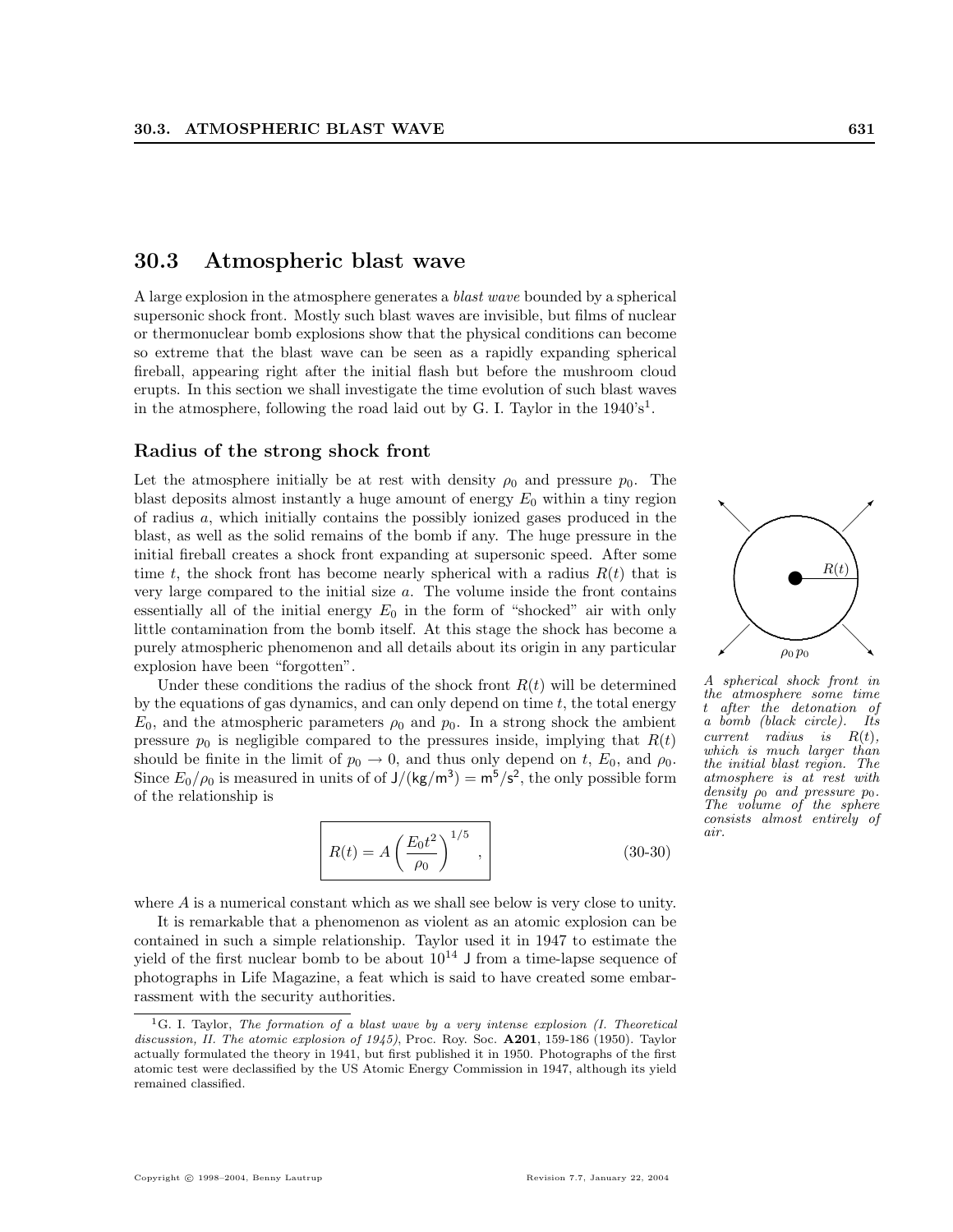## 30.3 Atmospheric blast wave

A large explosion in the atmosphere generates a *blast wave* bounded by a spherical supersonic shock front. Mostly such blast waves are invisible, but films of nuclear or thermonuclear bomb explosions show that the physical conditions can become so extreme that the blast wave can be seen as a rapidly expanding spherical fireball, appearing right after the initial flash but before the mushroom cloud erupts. In this section we shall investigate the time evolution of such blast waves in the atmosphere, following the road laid out by G. I. Taylor in the 1940's[1].

### Radius of the strong shock front

Let the atmosphere initially be at rest with density $\rho_0$ and pressure $p_0$. The blast deposits almost instantly a huge amount of energy $E_0$ within a tiny region of radius $a$, which initially contains the possibly ionized gases produced in the blast, as well as the solid remains of the bomb if any. The huge pressure in the initial fireball creates a shock front expanding at supersonic speed. After some time $t$, the shock front has become nearly spherical with a radius $R(t)$ that is very large compared to the initial size $a$. The volume inside the front contains essentially all of the initial energy $E_0$ in the form of "shocked" air with only little contamination from the bomb itself. At this stage the shock has become a purely atmospheric phenomenon and all details about its origin in any particular explosion have been "forgotten".

*A spherical shock front in the atmosphere some time $t$ after the detonation of a bomb (black circle). Its current radius is $R(t)$, which is much larger than the initial blast region. The atmosphere is at rest with density $\rho_0$ and pressure $p_0$. The volume of the sphere consists almost entirely of air.*

Under these conditions the radius of the shock front $R(t)$ will be determined by the equations of gas dynamics, and can only depend on time $t$, the total energy $E_0$, and the atmospheric parameters $\rho_0$ and $p_0$. In a strong shock the ambient pressure $p_0$ is negligible compared to the pressures inside, implying that $R(t)$ should be finite in the limit of $p_0 \to 0$, and thus only depend on $t$, $E_0$, and $\rho_0$. Since $E_0/\rho_0$ is measured in units of of $\mathrm{J/(kg/m^3)} = \mathrm{m^5/s^2}$, the only possible form of the relationship is

$$R(t) = A \left( \frac{E_0 t^2}{\rho_0} \right)^{1/5} , \tag{30-30}$$

where $A$ is a numerical constant which as we shall see below is very close to unity.

It is remarkable that a phenomenon as violent as an atomic explosion can be contained in such a simple relationship. Taylor used it in 1947 to estimate the yield of the first nuclear bomb to be about $10^{14}$ J from a time-lapse sequence of photographs in Life Magazine, a feat which is said to have created some embarrassment with the security authorities.

[1] G. I. Taylor, *The formation of a blast wave by a very intense explosion (I. Theoretical discussion, II. The atomic explosion of 1945)*, Proc. Roy. Soc. **A201**, 159-186 (1950). Taylor actually formulated the theory in 1941, but first published it in 1950. Photographs of the first atomic test were declassified by the US Atomic Energy Commission in 1947, although its yield remained classified.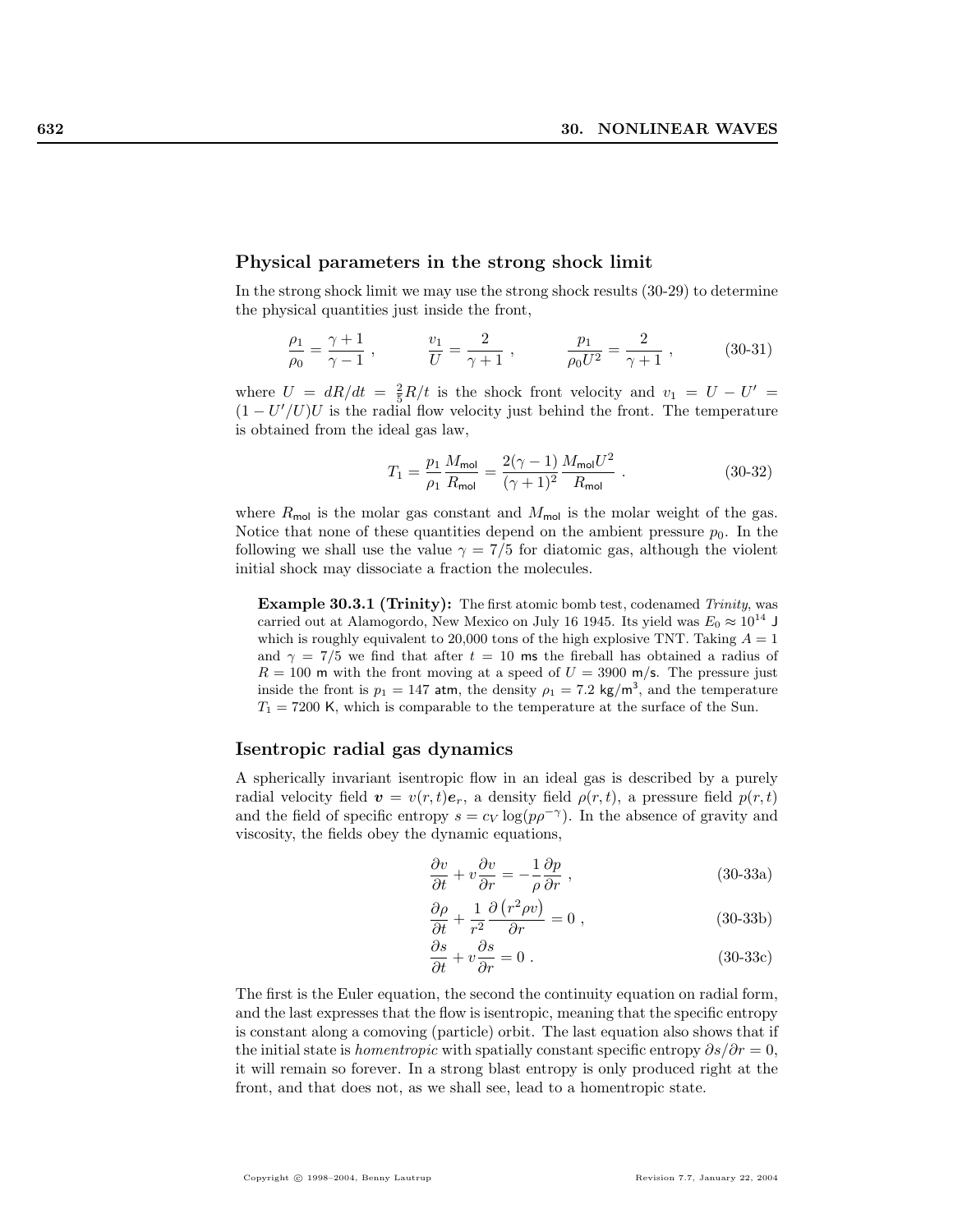## Physical parameters in the strong shock limit

In the strong shock limit we may use the strong shock results (30-29) to determine the physical quantities just inside the front,

$$\frac{\rho_1}{\rho_0} = \frac{\gamma+1}{\gamma-1} , \qquad \frac{v_1}{U} = \frac{2}{\gamma+1} , \qquad \frac{p_1}{\rho_0 U^2} = \frac{2}{\gamma+1} , \tag{30-31}$$

where $U = dR/dt = \frac{2}{5}R/t$ is the shock front velocity and $v_1 = U - U' = (1 - U'/U)U$ is the radial flow velocity just behind the front. The temperature is obtained from the ideal gas law,

$$T_1 = \frac{p_1}{\rho_1}\frac{M_{\mathsf{mol}}}{R_{\mathsf{mol}}} = \frac{2(\gamma-1)}{(\gamma+1)^2}\frac{M_{\mathsf{mol}}U^2}{R_{\mathsf{mol}}} . \tag{30-32}$$

where $R_{\mathsf{mol}}$ is the molar gas constant and $M_{\mathsf{mol}}$ is the molar weight of the gas. Notice that none of these quantities depend on the ambient pressure $p_0$. In the following we shall use the value $\gamma = 7/5$ for diatomic gas, although the violent initial shock may dissociate a fraction the molecules.

**Example 30.3.1 (Trinity):** The first atomic bomb test, codenamed *Trinity*, was carried out at Alamogordo, New Mexico on July 16 1945. Its yield was $E_0 \approx 10^{14}$ J which is roughly equivalent to 20,000 tons of the high explosive TNT. Taking $A = 1$ and $\gamma = 7/5$ we find that after $t = 10$ ms the fireball has obtained a radius of $R = 100$ m with the front moving at a speed of $U = 3900$ m/s. The pressure just inside the front is $p_1 = 147$ atm, the density $\rho_1 = 7.2$ kg/m$^3$, and the temperature $T_1 = 7200$ K, which is comparable to the temperature at the surface of the Sun.

## Isentropic radial gas dynamics

A spherically invariant isentropic flow in an ideal gas is described by a purely radial velocity field $\boldsymbol{v} = v(r,t)\boldsymbol{e}_r$, a density field $\rho(r,t)$, a pressure field $p(r,t)$ and the field of specific entropy $s = c_V \log(p\rho^{-\gamma})$. In the absence of gravity and viscosity, the fields obey the dynamic equations,

$$\frac{\partial v}{\partial t} + v\frac{\partial v}{\partial r} = -\frac{1}{\rho}\frac{\partial p}{\partial r} , \tag{30-33a}$$

$$\frac{\partial \rho}{\partial t} + \frac{1}{r^2}\frac{\partial\left(r^2 \rho v\right)}{\partial r} = 0 , \tag{30-33b}$$

$$\frac{\partial s}{\partial t} + v\frac{\partial s}{\partial r} = 0 . \tag{30-33c}$$

The first is the Euler equation, the second the continuity equation on radial form, and the last expresses that the flow is isentropic, meaning that the specific entropy is constant along a comoving (particle) orbit. The last equation also shows that if the initial state is *homentropic* with spatially constant specific entropy $\partial s/\partial r = 0$, it will remain so forever. In a strong blast entropy is only produced right at the front, and that does not, as we shall see, lead to a homentropic state.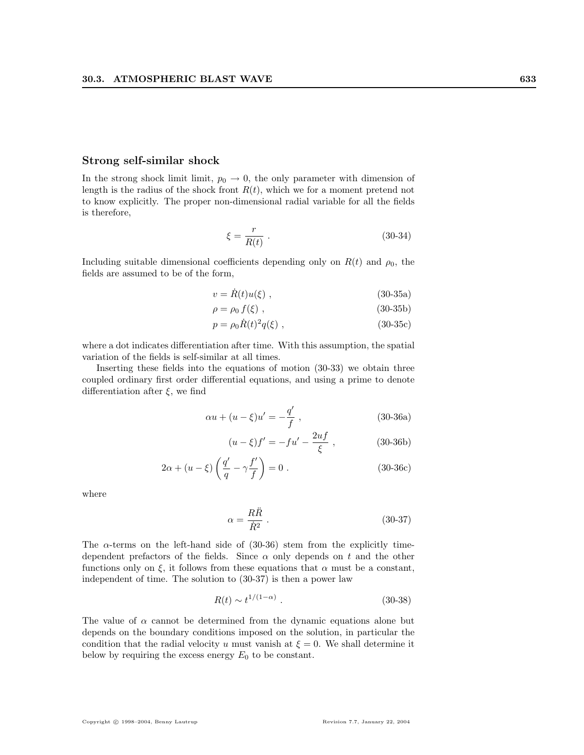### Strong self-similar shock

In the strong shock limit limit, $p_0 \to 0$, the only parameter with dimension of length is the radius of the shock front $R(t)$, which we for a moment pretend not to know explicitly. The proper non-dimensional radial variable for all the fields is therefore,

$$\xi = \frac{r}{R(t)} \ . \tag{30-34}$$

Including suitable dimensional coefficients depending only on $R(t)$ and $\rho_0$, the fields are assumed to be of the form,

$$v = \dot{R}(t) u(\xi) \ , \tag{30-35a}$$

$$\rho = \rho_0 \, f(\xi) \ , \tag{30-35b}$$

$$p = \rho_0 \dot{R}(t)^2 q(\xi) \ , \tag{30-35c}$$

where a dot indicates differentiation after time. With this assumption, the spatial variation of the fields is self-similar at all times.

Inserting these fields into the equations of motion (30-33) we obtain three coupled ordinary first order differential equations, and using a prime to denote differentiation after $\xi$, we find

$$\alpha u + (u - \xi) u' = -\frac{q'}{f} \ , \tag{30-36a}$$

$$(u - \xi) f' = -f u' - \frac{2uf}{\xi} \ , \tag{30-36b}$$

$$2\alpha + (u - \xi) \left( \frac{q'}{q} - \gamma \frac{f'}{f} \right) = 0 \ . \tag{30-36c}$$

where

$$\alpha = \frac{R\ddot{R}}{\dot{R}^2} \ . \tag{30-37}$$

The $\alpha$-terms on the left-hand side of (30-36) stem from the explicitly time-dependent prefactors of the fields. Since $\alpha$ only depends on $t$ and the other functions only on $\xi$, it follows from these equations that $\alpha$ must be a constant, independent of time. The solution to (30-37) is then a power law

$$R(t) \sim t^{1/(1-\alpha)} \ . \tag{30-38}$$

The value of $\alpha$ cannot be determined from the dynamic equations alone but depends on the boundary conditions imposed on the solution, in particular the condition that the radial velocity $u$ must vanish at $\xi = 0$. We shall determine it below by requiring the excess energy $E_0$ to be constant.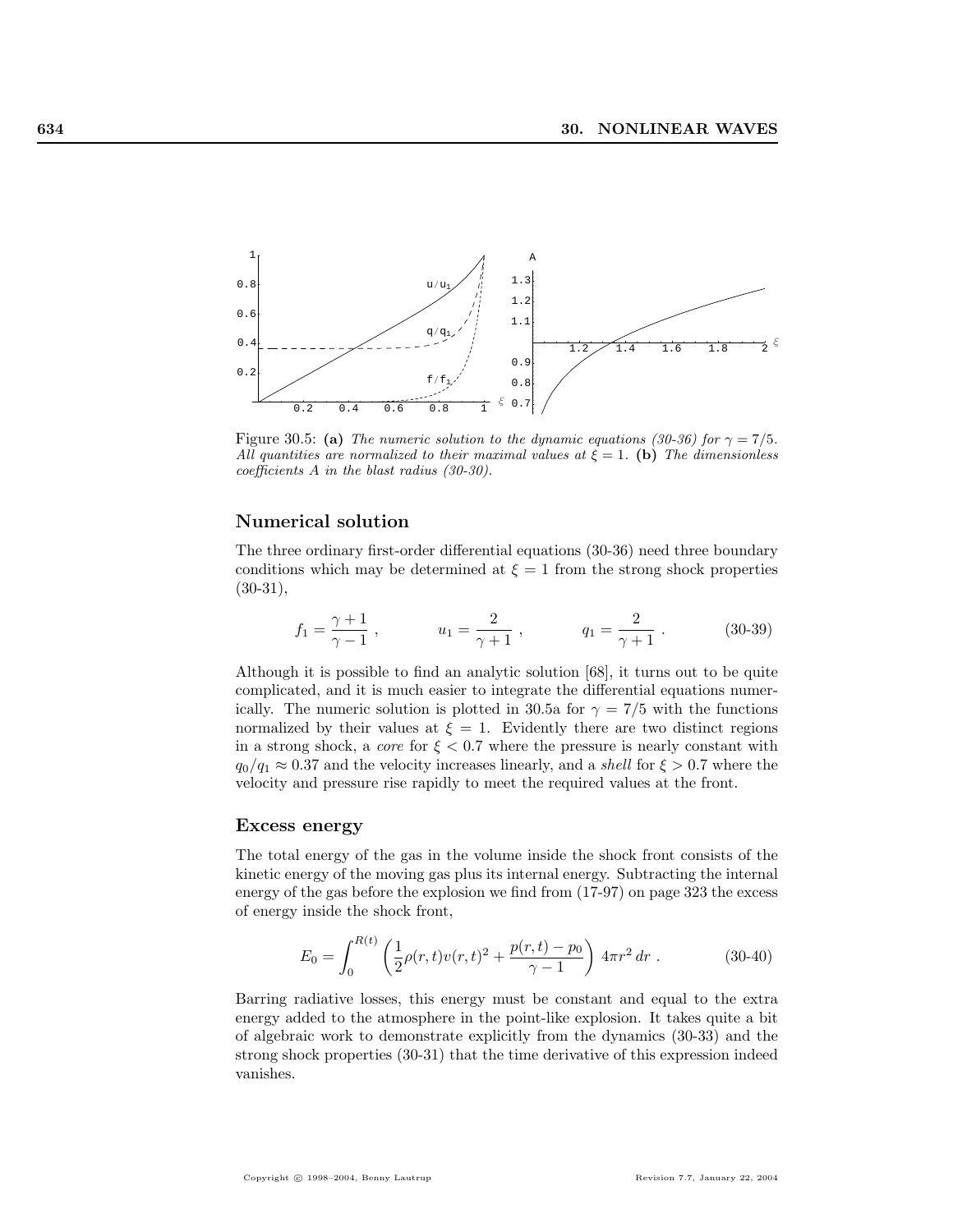Figure 30.5: **(a)** *The numeric solution to the dynamic equations (30-36) for $\gamma = 7/5$. All quantities are normalized to their maximal values at $\xi = 1$.* **(b)** *The dimensionless coefficients $A$ in the blast radius (30-30).*

## Numerical solution

The three ordinary first-order differential equations (30-36) need three boundary conditions which may be determined at $\xi = 1$ from the strong shock properties (30-31),

$$f_1 = \frac{\gamma + 1}{\gamma - 1} , \qquad u_1 = \frac{2}{\gamma + 1} , \qquad q_1 = \frac{2}{\gamma + 1} . \tag{30-39}$$

Although it is possible to find an analytic solution [68], it turns out to be quite complicated, and it is much easier to integrate the differential equations numerically. The numeric solution is plotted in 30.5a for $\gamma = 7/5$ with the functions normalized by their values at $\xi = 1$. Evidently there are two distinct regions in a strong shock, a *core* for $\xi < 0.7$ where the pressure is nearly constant with $q_0/q_1 \approx 0.37$ and the velocity increases linearly, and a *shell* for $\xi > 0.7$ where the velocity and pressure rise rapidly to meet the required values at the front.

## Excess energy

The total energy of the gas in the volume inside the shock front consists of the kinetic energy of the moving gas plus its internal energy. Subtracting the internal energy of the gas before the explosion we find from (17-97) on page 323 the excess of energy inside the shock front,

$$E_0 = \int_0^{R(t)} \left( \frac{1}{2}\rho(r,t)v(r,t)^2 + \frac{p(r,t) - p_0}{\gamma - 1} \right) 4\pi r^2 \, dr . \tag{30-40}$$

Barring radiative losses, this energy must be constant and equal to the extra energy added to the atmosphere in the point-like explosion. It takes quite a bit of algebraic work to demonstrate explicitly from the dynamics (30-33) and the strong shock properties (30-31) that the time derivative of this expression indeed vanishes.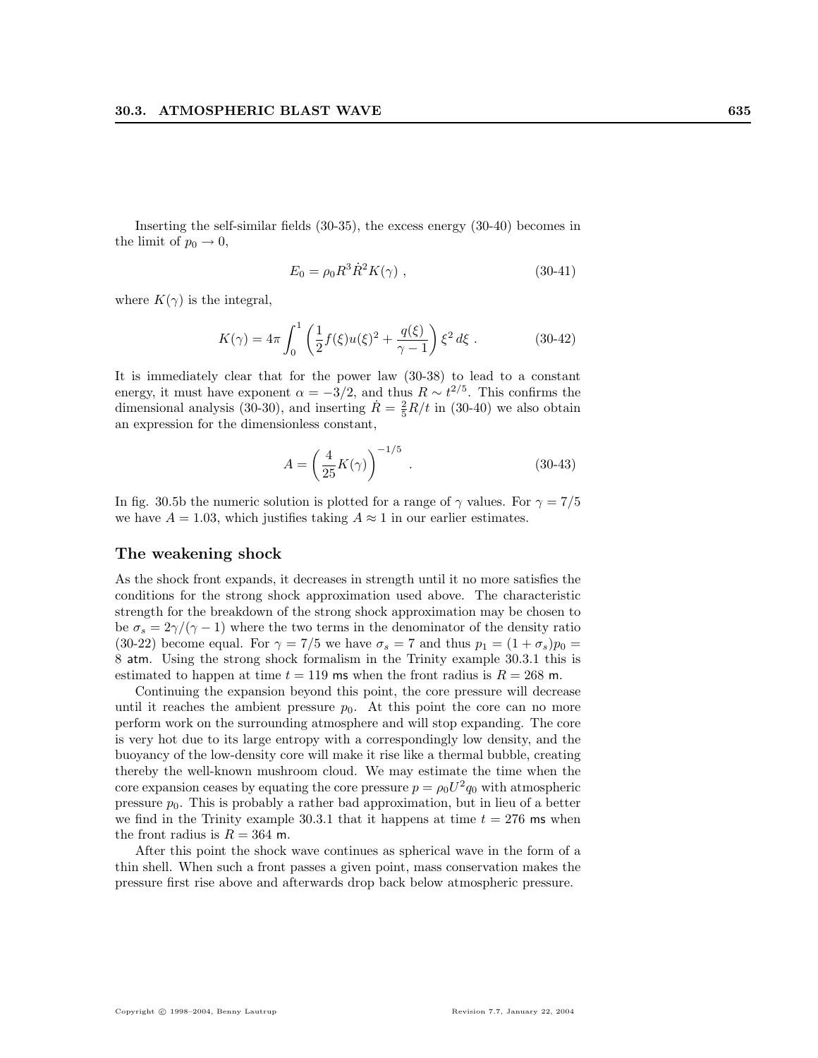Inserting the self-similar fields (30-35), the excess energy (30-40) becomes in the limit of $p_0 \to 0$,

$$E_0 = \rho_0 R^3 \dot{R}^2 K(\gamma) \; , \tag{30-41}$$

where $K(\gamma)$ is the integral,

$$K(\gamma) = 4\pi \int_0^1 \left( \frac{1}{2} f(\xi) u(\xi)^2 + \frac{q(\xi)}{\gamma - 1} \right) \xi^2 \, d\xi \; . \tag{30-42}$$

It is immediately clear that for the power law (30-38) to lead to a constant energy, it must have exponent $\alpha = -3/2$, and thus $R \sim t^{2/5}$. This confirms the dimensional analysis (30-30), and inserting $\dot{R} = \frac{2}{5} R/t$ in (30-40) we also obtain an expression for the dimensionless constant,

$$A = \left( \frac{4}{25} K(\gamma) \right)^{-1/5} \; . \tag{30-43}$$

In fig. 30.5b the numeric solution is plotted for a range of $\gamma$ values. For $\gamma = 7/5$ we have $A = 1.03$, which justifies taking $A \approx 1$ in our earlier estimates.

### The weakening shock

As the shock front expands, it decreases in strength until it no more satisfies the conditions for the strong shock approximation used above. The characteristic strength for the breakdown of the strong shock approximation may be chosen to be $\sigma_s = 2\gamma/(\gamma - 1)$ where the two terms in the denominator of the density ratio (30-22) become equal. For $\gamma = 7/5$ we have $\sigma_s = 7$ and thus $p_1 = (1 + \sigma_s)p_0 = 8$ atm. Using the strong shock formalism in the Trinity example 30.3.1 this is estimated to happen at time $t = 119$ ms when the front radius is $R = 268$ m.

Continuing the expansion beyond this point, the core pressure will decrease until it reaches the ambient pressure $p_0$. At this point the core can no more perform work on the surrounding atmosphere and will stop expanding. The core is very hot due to its large entropy with a correspondingly low density, and the buoyancy of the low-density core will make it rise like a thermal bubble, creating thereby the well-known mushroom cloud. We may estimate the time when the core expansion ceases by equating the core pressure $p = \rho_0 U^2 q_0$ with atmospheric pressure $p_0$. This is probably a rather bad approximation, but in lieu of a better we find in the Trinity example 30.3.1 that it happens at time $t = 276$ ms when the front radius is $R = 364$ m.

After this point the shock wave continues as spherical wave in the form of a thin shell. When such a front passes a given point, mass conservation makes the pressure first rise above and afterwards drop back below atmospheric pressure.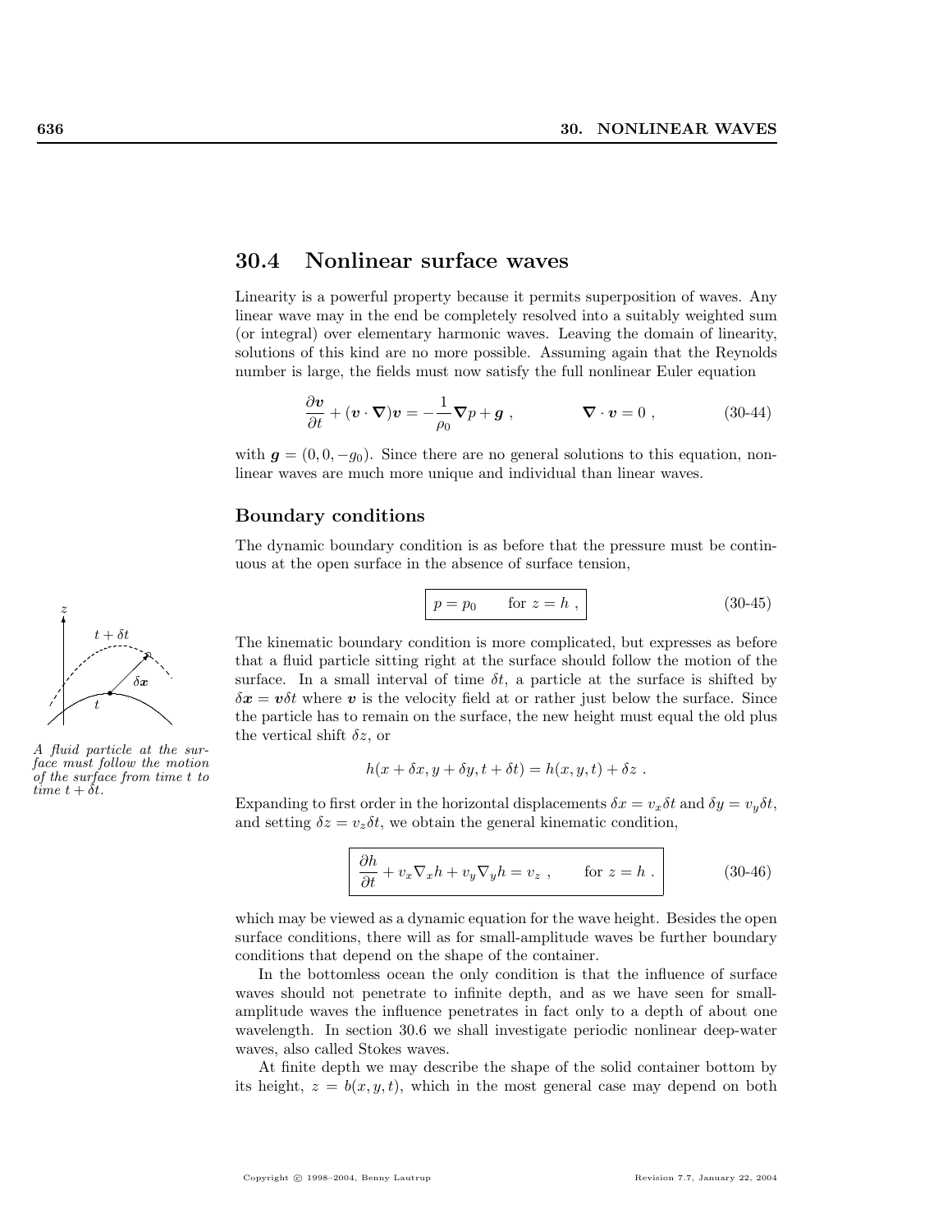## 30.4 Nonlinear surface waves

Linearity is a powerful property because it permits superposition of waves. Any linear wave may in the end be completely resolved into a suitably weighted sum (or integral) over elementary harmonic waves. Leaving the domain of linearity, solutions of this kind are no more possible. Assuming again that the Reynolds number is large, the fields must now satisfy the full nonlinear Euler equation

$$\frac{\partial \boldsymbol{v}}{\partial t} + (\boldsymbol{v} \cdot \boldsymbol{\nabla})\boldsymbol{v} = -\frac{1}{\rho_0}\boldsymbol{\nabla} p + \boldsymbol{g} \ , \qquad\qquad \boldsymbol{\nabla} \cdot \boldsymbol{v} = 0 \ , \tag{30-44}$$

with $\boldsymbol{g} = (0, 0, -g_0)$. Since there are no general solutions to this equation, nonlinear waves are much more unique and individual than linear waves.

### Boundary conditions

The dynamic boundary condition is as before that the pressure must be continuous at the open surface in the absence of surface tension,

$$p = p_0 \qquad \text{for } z = h \ , \tag{30-45}$$

*A fluid particle at the surface must follow the motion of the surface from time $t$ to time $t + \delta t$.*

The kinematic boundary condition is more complicated, but expresses as before that a fluid particle sitting right at the surface should follow the motion of the surface. In a small interval of time $\delta t$, a particle at the surface is shifted by $\delta \boldsymbol{x} = \boldsymbol{v}\delta t$ where $\boldsymbol{v}$ is the velocity field at or rather just below the surface. Since the particle has to remain on the surface, the new height must equal the old plus the vertical shift $\delta z$, or

$$h(x + \delta x, y + \delta y, t + \delta t) = h(x, y, t) + \delta z \ .$$

Expanding to first order in the horizontal displacements $\delta x = v_x \delta t$ and $\delta y = v_y \delta t$, and setting $\delta z = v_z \delta t$, we obtain the general kinematic condition,

$$\frac{\partial h}{\partial t} + v_x \nabla_x h + v_y \nabla_y h = v_z \ , \qquad \text{for } z = h \ . \tag{30-46}$$

which may be viewed as a dynamic equation for the wave height. Besides the open surface conditions, there will as for small-amplitude waves be further boundary conditions that depend on the shape of the container.

In the bottomless ocean the only condition is that the influence of surface waves should not penetrate to infinite depth, and as we have seen for small-amplitude waves the influence penetrates in fact only to a depth of about one wavelength. In section 30.6 we shall investigate periodic nonlinear deep-water waves, also called Stokes waves.

At finite depth we may describe the shape of the solid container bottom by its height, $z = b(x, y, t)$, which in the most general case may depend on both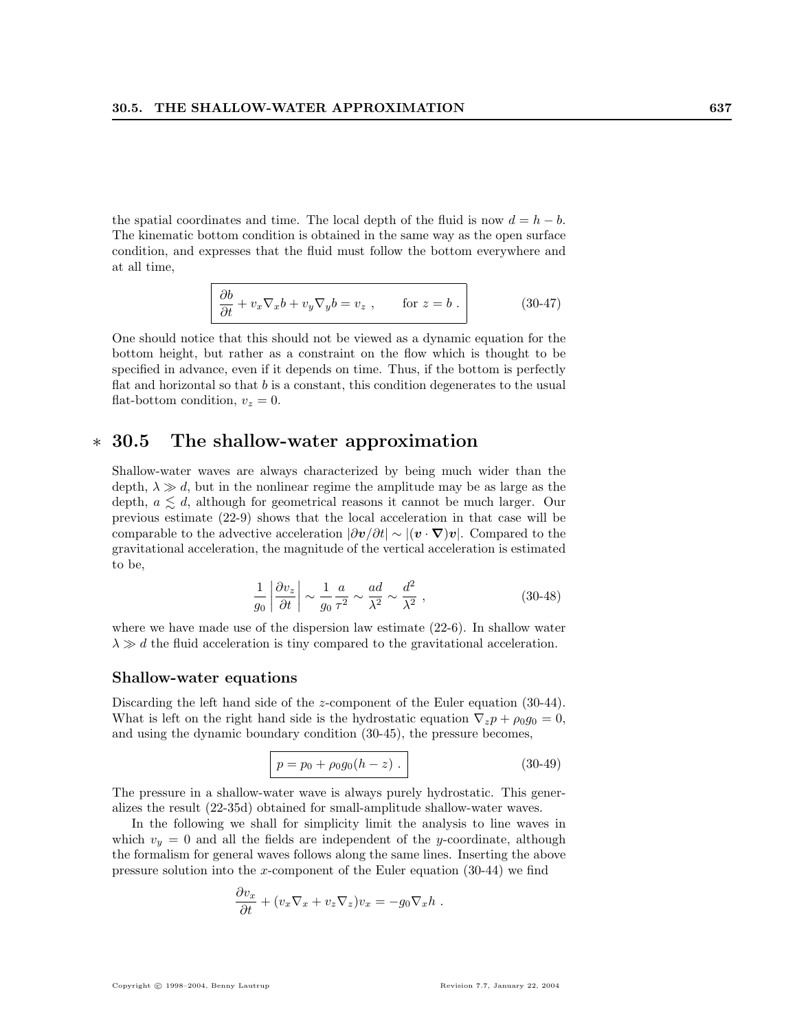the spatial coordinates and time. The local depth of the fluid is now $d = h - b$. The kinematic bottom condition is obtained in the same way as the open surface condition, and expresses that the fluid must follow the bottom everywhere and at all time,

$$\boxed{\frac{\partial b}{\partial t} + v_x \nabla_x b + v_y \nabla_y b = v_z \ , \qquad \text{for } z = b \ .} \tag{30-47}$$

One should notice that this should not be viewed as a dynamic equation for the bottom height, but rather as a constraint on the flow which is thought to be specified in advance, even if it depends on time. Thus, if the bottom is perfectly flat and horizontal so that $b$ is a constant, this condition degenerates to the usual flat-bottom condition, $v_z = 0$.

## * 30.5 The shallow-water approximation

Shallow-water waves are always characterized by being much wider than the depth, $\lambda \gg d$, but in the nonlinear regime the amplitude may be as large as the depth, $a \lesssim d$, although for geometrical reasons it cannot be much larger. Our previous estimate (22-9) shows that the local acceleration in that case will be comparable to the advective acceleration $|\partial \boldsymbol{v}/\partial t| \sim |(\boldsymbol{v} \cdot \boldsymbol{\nabla})\boldsymbol{v}|$. Compared to the gravitational acceleration, the magnitude of the vertical acceleration is estimated to be,

$$\frac{1}{g_0} \left| \frac{\partial v_z}{\partial t} \right| \sim \frac{1}{g_0} \frac{a}{\tau^2} \sim \frac{ad}{\lambda^2} \sim \frac{d^2}{\lambda^2} \ , \tag{30-48}$$

where we have made use of the dispersion law estimate (22-6). In shallow water $\lambda \gg d$ the fluid acceleration is tiny compared to the gravitational acceleration.

### Shallow-water equations

Discarding the left hand side of the $z$-component of the Euler equation (30-44). What is left on the right hand side is the hydrostatic equation $\nabla_z p + \rho_0 g_0 = 0$, and using the dynamic boundary condition (30-45), the pressure becomes,

$$\boxed{p = p_0 + \rho_0 g_0 (h - z) \ .} \tag{30-49}$$

The pressure in a shallow-water wave is always purely hydrostatic. This generalizes the result (22-35d) obtained for small-amplitude shallow-water waves.

In the following we shall for simplicity limit the analysis to line waves in which $v_y = 0$ and all the fields are independent of the $y$-coordinate, although the formalism for general waves follows along the same lines. Inserting the above pressure solution into the $x$-component of the Euler equation (30-44) we find

$$\frac{\partial v_x}{\partial t} + (v_x \nabla_x + v_z \nabla_z) v_x = -g_0 \nabla_x h \ .$$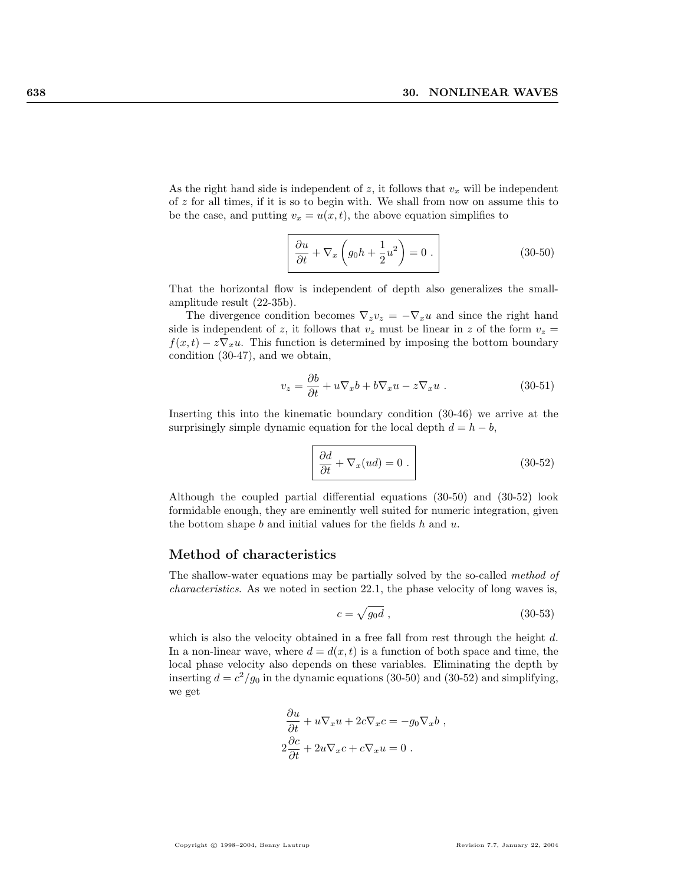As the right hand side is independent of $z$, it follows that $v_x$ will be independent of $z$ for all times, if it is so to begin with. We shall from now on assume this to be the case, and putting $v_x = u(x,t)$, the above equation simplifies to

$$\boxed{\frac{\partial u}{\partial t} + \nabla_x\left(g_0 h + \frac{1}{2}u^2\right) = 0 \ .} \tag{30-50}$$

That the horizontal flow is independent of depth also generalizes the small-amplitude result (22-35b).

The divergence condition becomes $\nabla_z v_z = -\nabla_x u$ and since the right hand side is independent of $z$, it follows that $v_z$ must be linear in $z$ of the form $v_z = f(x,t) - z\nabla_x u$. This function is determined by imposing the bottom boundary condition (30-47), and we obtain,

$$v_z = \frac{\partial b}{\partial t} + u\nabla_x b + b\nabla_x u - z\nabla_x u \ . \tag{30-51}$$

Inserting this into the kinematic boundary condition (30-46) we arrive at the surprisingly simple dynamic equation for the local depth $d = h - b$,

$$\boxed{\frac{\partial d}{\partial t} + \nabla_x(ud) = 0 \ .} \tag{30-52}$$

Although the coupled partial differential equations (30-50) and (30-52) look formidable enough, they are eminently well suited for numeric integration, given the bottom shape $b$ and initial values for the fields $h$ and $u$.

### Method of characteristics

The shallow-water equations may be partially solved by the so-called *method of characteristics*. As we noted in section 22.1, the phase velocity of long waves is,

$$c = \sqrt{g_0 d} \ , \tag{30-53}$$

which is also the velocity obtained in a free fall from rest through the height $d$. In a non-linear wave, where $d = d(x,t)$ is a function of both space and time, the local phase velocity also depends on these variables. Eliminating the depth by inserting $d = c^2/g_0$ in the dynamic equations (30-50) and (30-52) and simplifying, we get

$$\begin{aligned}
\frac{\partial u}{\partial t} + u\nabla_x u + 2c\nabla_x c &= -g_0\nabla_x b \ , \\
2\frac{\partial c}{\partial t} + 2u\nabla_x c + c\nabla_x u &= 0 \ .
\end{aligned}$$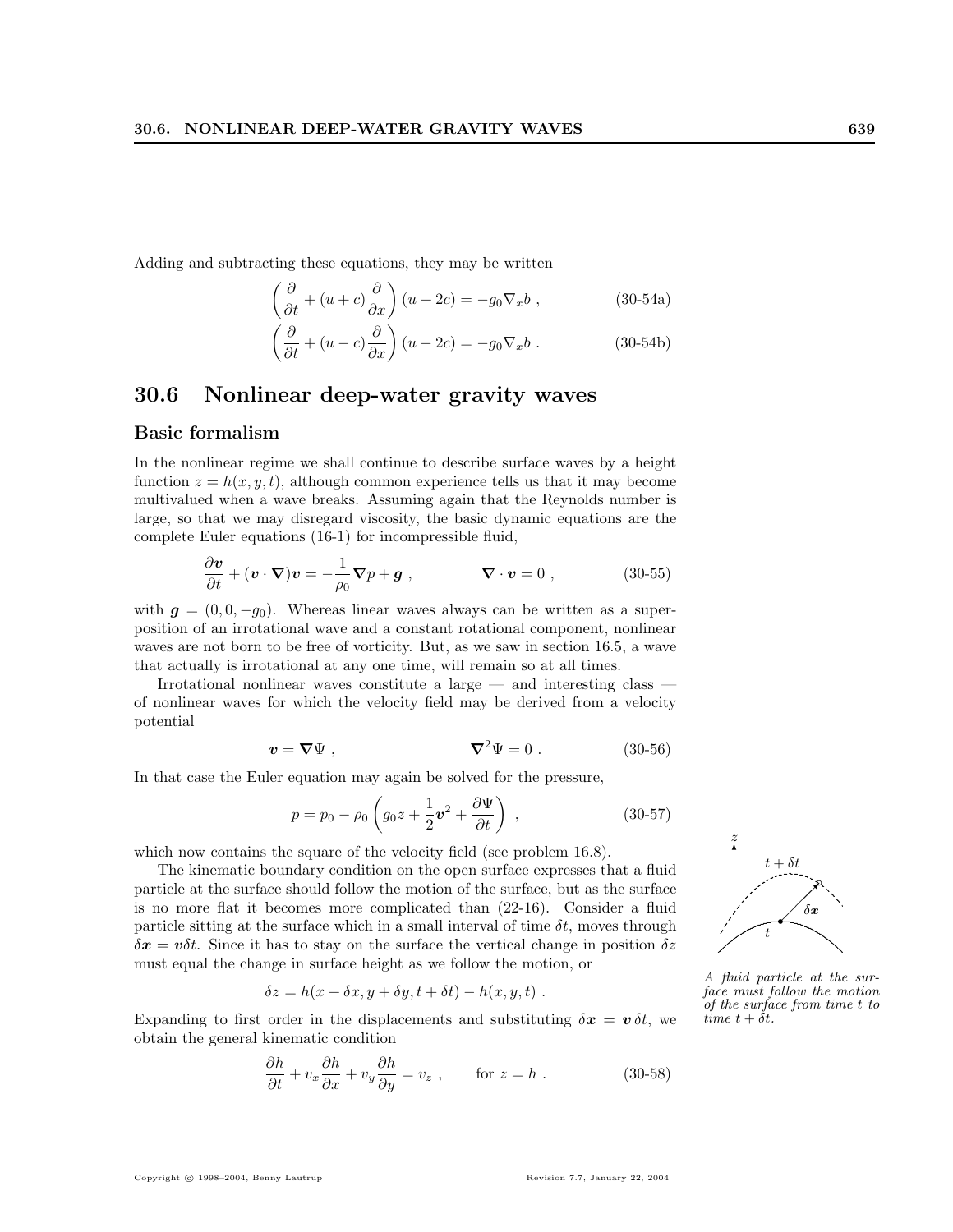Adding and subtracting these equations, they may be written

$$\left(\frac{\partial}{\partial t} + (u+c)\frac{\partial}{\partial x}\right)(u+2c) = -g_0 \nabla_x b \ , \qquad \text{(30-54a)}$$

$$\left(\frac{\partial}{\partial t} + (u-c)\frac{\partial}{\partial x}\right)(u-2c) = -g_0 \nabla_x b \ . \qquad \text{(30-54b)}$$

## 30.6 Nonlinear deep-water gravity waves

### Basic formalism

In the nonlinear regime we shall continue to describe surface waves by a height function $z = h(x, y, t)$, although common experience tells us that it may become multivalued when a wave breaks. Assuming again that the Reynolds number is large, so that we may disregard viscosity, the basic dynamic equations are the complete Euler equations (16-1) for incompressible fluid,

$$\frac{\partial \boldsymbol{v}}{\partial t} + (\boldsymbol{v} \cdot \boldsymbol{\nabla})\boldsymbol{v} = -\frac{1}{\rho_0}\boldsymbol{\nabla} p + \boldsymbol{g} \ , \qquad \boldsymbol{\nabla} \cdot \boldsymbol{v} = 0 \ , \qquad \text{(30-55)}$$

with $\boldsymbol{g} = (0, 0, -g_0)$. Whereas linear waves always can be written as a superposition of an irrotational wave and a constant rotational component, nonlinear waves are not born to be free of vorticity. But, as we saw in section 16.5, a wave that actually is irrotational at any one time, will remain so at all times.

Irrotational nonlinear waves constitute a large — and interesting class — of nonlinear waves for which the velocity field may be derived from a velocity potential

$$\boldsymbol{v} = \boldsymbol{\nabla}\Psi \ , \qquad \boldsymbol{\nabla}^2\Psi = 0 \ . \qquad \text{(30-56)}$$

In that case the Euler equation may again be solved for the pressure,

$$p = p_0 - \rho_0 \left(g_0 z + \frac{1}{2}\boldsymbol{v}^2 + \frac{\partial \Psi}{\partial t}\right) \ , \qquad \text{(30-57)}$$

which now contains the square of the velocity field (see problem 16.8).

The kinematic boundary condition on the open surface expresses that a fluid particle at the surface should follow the motion of the surface, but as the surface is no more flat it becomes more complicated than (22-16). Consider a fluid particle sitting at the surface which in a small interval of time $\delta t$, moves through $\delta \boldsymbol{x} = \boldsymbol{v}\delta t$. Since it has to stay on the surface the vertical change in position $\delta z$ must equal the change in surface height as we follow the motion, or

$$\delta z = h(x + \delta x, y + \delta y, t + \delta t) - h(x, y, t) \ .$$

*A fluid particle at the surface must follow the motion of the surface from time $t$ to time $t + \delta t$.*

Expanding to first order in the displacements and substituting $\delta \boldsymbol{x} = \boldsymbol{v}\,\delta t$, we obtain the general kinematic condition

$$\frac{\partial h}{\partial t} + v_x \frac{\partial h}{\partial x} + v_y \frac{\partial h}{\partial y} = v_z \ , \qquad \text{for } z = h \ . \qquad \text{(30-58)}$$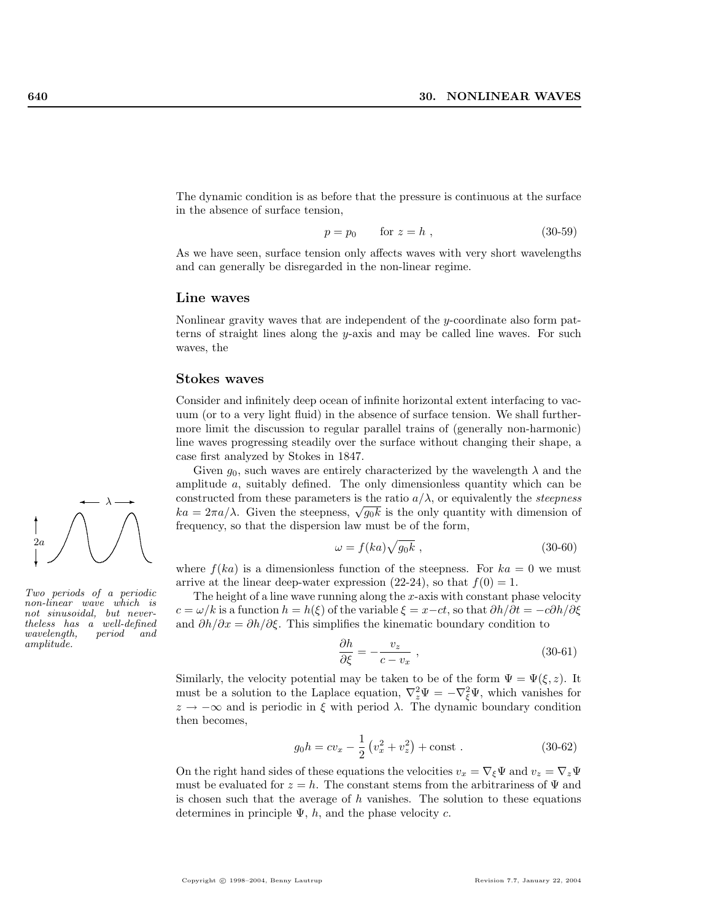The dynamic condition is as before that the pressure is continuous at the surface in the absence of surface tension,

$$p = p_0 \qquad \text{for } z = h \ , \tag{30-59}$$

As we have seen, surface tension only affects waves with very short wavelengths and can generally be disregarded in the non-linear regime.

## Line waves

Nonlinear gravity waves that are independent of the $y$-coordinate also form patterns of straight lines along the $y$-axis and may be called line waves. For such waves, the

## Stokes waves

Consider and infinitely deep ocean of infinite horizontal extent interfacing to vacuum (or to a very light fluid) in the absence of surface tension. We shall furthermore limit the discussion to regular parallel trains of (generally non-harmonic) line waves progressing steadily over the surface without changing their shape, a case first analyzed by Stokes in 1847.

Given $g_0$, such waves are entirely characterized by the wavelength $\lambda$ and the amplitude $a$, suitably defined. The only dimensionless quantity which can be constructed from these parameters is the ratio $a/\lambda$, or equivalently the *steepness* $ka = 2\pi a/\lambda$. Given the steepness, $\sqrt{g_0 k}$ is the only quantity with dimension of frequency, so that the dispersion law must be of the form,

$$\omega = f(ka)\sqrt{g_0 k} \ , \tag{30-60}$$

where $f(ka)$ is a dimensionless function of the steepness. For $ka = 0$ we must arrive at the linear deep-water expression (22-24), so that $f(0) = 1$.

*Two periods of a periodic non-linear wave which is not sinusoidal, but nevertheless has a well-defined wavelength, period and amplitude.*

The height of a line wave running along the $x$-axis with constant phase velocity $c = \omega/k$ is a function $h = h(\xi)$ of the variable $\xi = x - ct$, so that $\partial h/\partial t = -c\partial h/\partial \xi$ and $\partial h/\partial x = \partial h/\partial \xi$. This simplifies the kinematic boundary condition to

$$\frac{\partial h}{\partial \xi} = -\frac{v_z}{c - v_x} \ , \tag{30-61}$$

Similarly, the velocity potential may be taken to be of the form $\Psi = \Psi(\xi, z)$. It must be a solution to the Laplace equation, $\nabla_z^2 \Psi = -\nabla_\xi^2 \Psi$, which vanishes for $z \to -\infty$ and is periodic in $\xi$ with period $\lambda$. The dynamic boundary condition then becomes,

$$g_0 h = c v_x - \frac{1}{2}\left(v_x^2 + v_z^2\right) + \text{const} \ . \tag{30-62}$$

On the right hand sides of these equations the velocities $v_x = \nabla_\xi \Psi$ and $v_z = \nabla_z \Psi$ must be evaluated for $z = h$. The constant stems from the arbitrariness of $\Psi$ and is chosen such that the average of $h$ vanishes. The solution to these equations determines in principle $\Psi$, $h$, and the phase velocity $c$.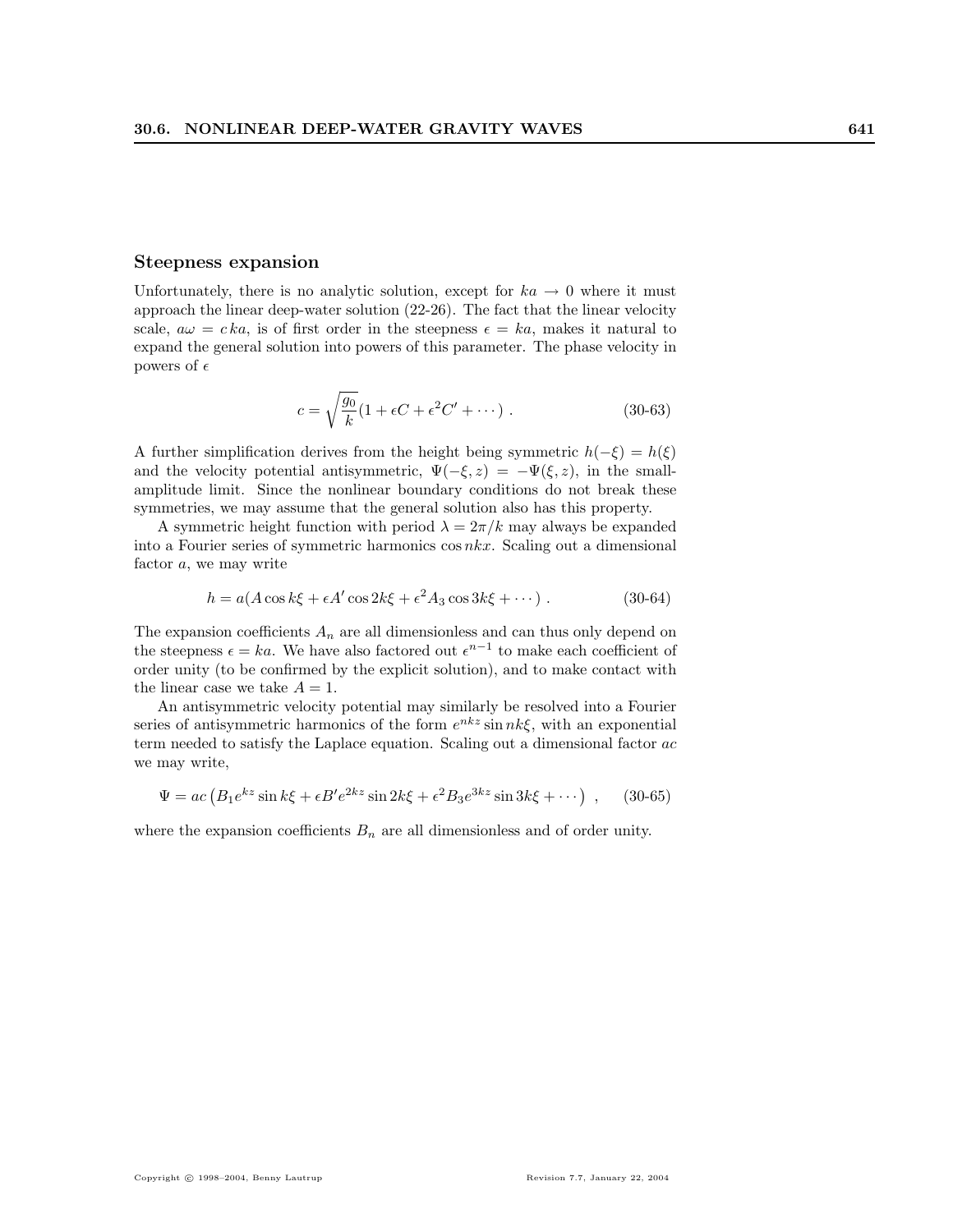### Steepness expansion

Unfortunately, there is no analytic solution, except for $ka \to 0$ where it must approach the linear deep-water solution (22-26). The fact that the linear velocity scale, $a\omega = c\,ka$, is of first order in the steepness $\epsilon = ka$, makes it natural to expand the general solution into powers of this parameter. The phase velocity in powers of $\epsilon$

$$c = \sqrt{\frac{g_0}{k}}(1 + \epsilon C + \epsilon^2 C' + \cdots) \ . \tag{30-63}$$

A further simplification derives from the height being symmetric $h(-\xi) = h(\xi)$ and the velocity potential antisymmetric, $\Psi(-\xi, z) = -\Psi(\xi, z)$, in the small-amplitude limit. Since the nonlinear boundary conditions do not break these symmetries, we may assume that the general solution also has this property.

A symmetric height function with period $\lambda = 2\pi/k$ may always be expanded into a Fourier series of symmetric harmonics $\cos nkx$. Scaling out a dimensional factor $a$, we may write

$$h = a(A \cos k\xi + \epsilon A' \cos 2k\xi + \epsilon^2 A_3 \cos 3k\xi + \cdots) \ . \tag{30-64}$$

The expansion coefficients $A_n$ are all dimensionless and can thus only depend on the steepness $\epsilon = ka$. We have also factored out $\epsilon^{n-1}$ to make each coefficient of order unity (to be confirmed by the explicit solution), and to make contact with the linear case we take $A = 1$.

An antisymmetric velocity potential may similarly be resolved into a Fourier series of antisymmetric harmonics of the form $e^{nkz} \sin nk\xi$, with an exponential term needed to satisfy the Laplace equation. Scaling out a dimensional factor $ac$ we may write,

$$\Psi = ac\left(B_1 e^{kz} \sin k\xi + \epsilon B' e^{2kz} \sin 2k\xi + \epsilon^2 B_3 e^{3kz} \sin 3k\xi + \cdots\right) \ , \tag{30-65}$$

where the expansion coefficients $B_n$ are all dimensionless and of order unity.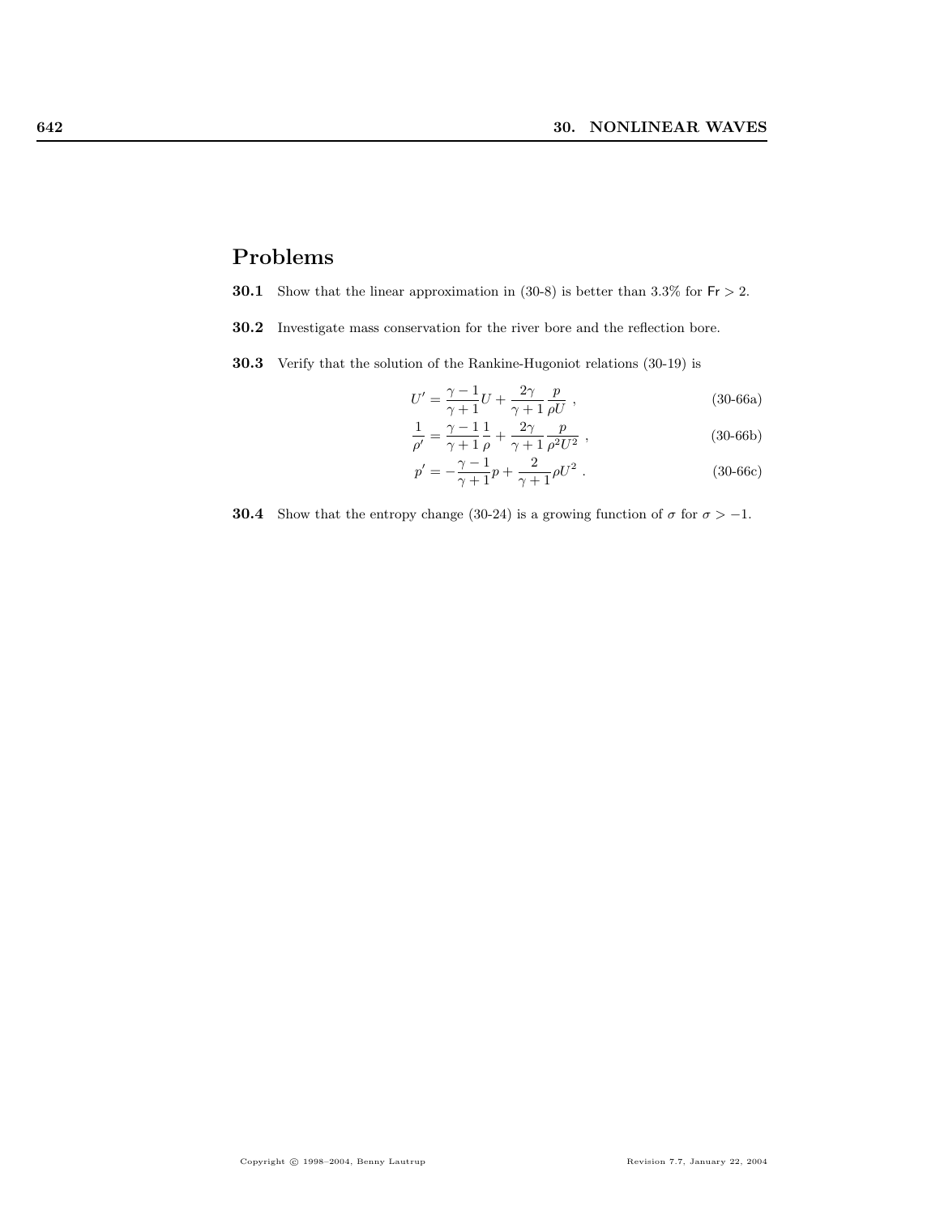## Problems

**30.1** Show that the linear approximation in (30-8) is better than 3.3% for $\mathsf{Fr} > 2$.

**30.2** Investigate mass conservation for the river bore and the reflection bore.

**30.3** Verify that the solution of the Rankine-Hugoniot relations (30-19) is

$$U' = \frac{\gamma - 1}{\gamma + 1} U + \frac{2\gamma}{\gamma + 1} \frac{p}{\rho U} \ , \tag{30-66a}$$

$$\frac{1}{\rho'} = \frac{\gamma - 1}{\gamma + 1} \frac{1}{\rho} + \frac{2\gamma}{\gamma + 1} \frac{p}{\rho^2 U^2} \ , \tag{30-66b}$$

$$p' = -\frac{\gamma - 1}{\gamma + 1} p + \frac{2}{\gamma + 1} \rho U^2 \ . \tag{30-66c}$$

**30.4** Show that the entropy change (30-24) is a growing function of $\sigma$ for $\sigma > -1$.